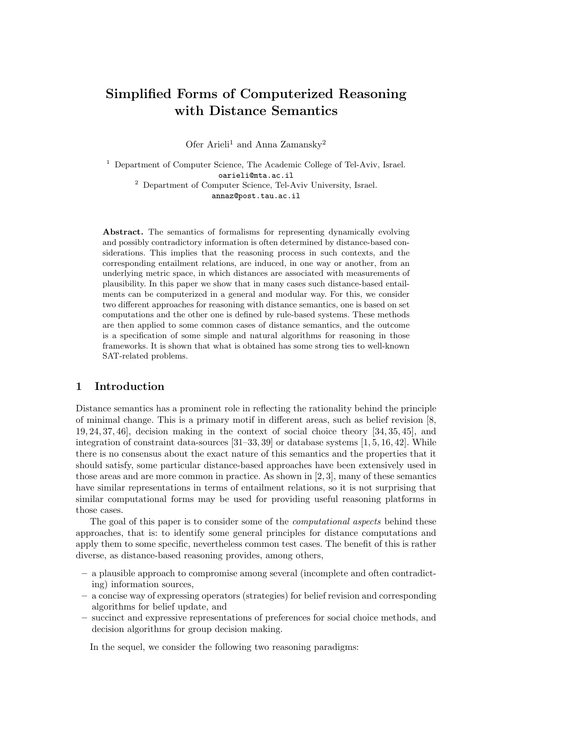# Simplified Forms of Computerized Reasoning with Distance Semantics

Ofer Arieli[1] and Anna Zamansky[2]

[1] Department of Computer Science, The Academic College of Tel-Aviv, Israel.
oarieli@mta.ac.il
[2] Department of Computer Science, Tel-Aviv University, Israel.
annaz@post.tau.ac.il

**Abstract.** The semantics of formalisms for representing dynamically evolving and possibly contradictory information is often determined by distance-based considerations. This implies that the reasoning process in such contexts, and the corresponding entailment relations, are induced, in one way or another, from an underlying metric space, in which distances are associated with measurements of plausibility. In this paper we show that in many cases such distance-based entailments can be computerized in a general and modular way. For this, we consider two different approaches for reasoning with distance semantics, one is based on set computations and the other one is defined by rule-based systems. These methods are then applied to some common cases of distance semantics, and the outcome is a specification of some simple and natural algorithms for reasoning in those frameworks. It is shown that what is obtained has some strong ties to well-known SAT-related problems.

## 1 Introduction

Distance semantics has a prominent role in reflecting the rationality behind the principle of minimal change. This is a primary motif in different areas, such as belief revision [8, 19, 24, 37, 46], decision making in the context of social choice theory [34, 35, 45], and integration of constraint data-sources [31–33, 39] or database systems [1, 5, 16, 42]. While there is no consensus about the exact nature of this semantics and the properties that it should satisfy, some particular distance-based approaches have been extensively used in those areas and are more common in practice. As shown in [2, 3], many of these semantics have similar representations in terms of entailment relations, so it is not surprising that similar computational forms may be used for providing useful reasoning platforms in those cases.

The goal of this paper is to consider some of the *computational aspects* behind these approaches, that is: to identify some general principles for distance computations and apply them to some specific, nevertheless common test cases. The benefit of this is rather diverse, as distance-based reasoning provides, among others,

- a plausible approach to compromise among several (incomplete and often contradicting) information sources,
- a concise way of expressing operators (strategies) for belief revision and corresponding algorithms for belief update, and
- succinct and expressive representations of preferences for social choice methods, and decision algorithms for group decision making.

In the sequel, we consider the following two reasoning paradigms: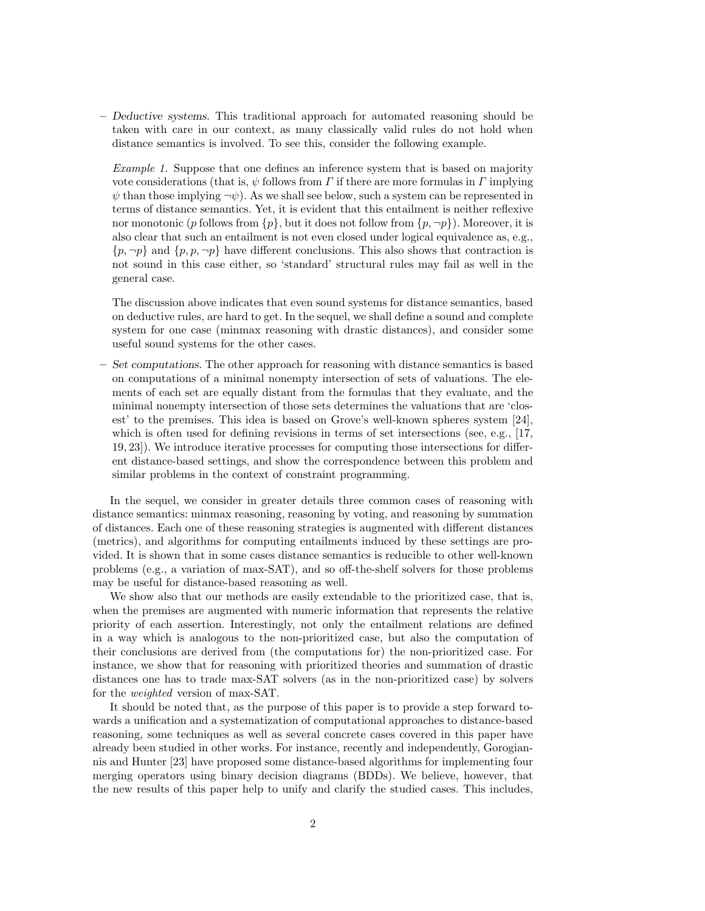- *Deductive systems.* This traditional approach for automated reasoning should be taken with care in our context, as many classically valid rules do not hold when distance semantics is involved. To see this, consider the following example.

  *Example 1.* Suppose that one defines an inference system that is based on majority vote considerations (that is, $\psi$ follows from $\Gamma$ if there are more formulas in $\Gamma$ implying $\psi$ than those implying $\neg\psi$). As we shall see below, such a system can be represented in terms of distance semantics. Yet, it is evident that this entailment is neither reflexive nor monotonic ($p$ follows from $\{p\}$, but it does not follow from $\{p, \neg p\}$). Moreover, it is also clear that such an entailment is not even closed under logical equivalence as, e.g., $\{p, \neg p\}$ and $\{p, p, \neg p\}$ have different conclusions. This also shows that contraction is not sound in this case either, so 'standard' structural rules may fail as well in the general case.

  The discussion above indicates that even sound systems for distance semantics, based on deductive rules, are hard to get. In the sequel, we shall define a sound and complete system for one case (minmax reasoning with drastic distances), and consider some useful sound systems for the other cases.

- *Set computations.* The other approach for reasoning with distance semantics is based on computations of a minimal nonempty intersection of sets of valuations. The elements of each set are equally distant from the formulas that they evaluate, and the minimal nonempty intersection of those sets determines the valuations that are 'closest' to the premises. This idea is based on Grove's well-known spheres system [24], which is often used for defining revisions in terms of set intersections (see, e.g., [17, 19, 23]). We introduce iterative processes for computing those intersections for different distance-based settings, and show the correspondence between this problem and similar problems in the context of constraint programming.

In the sequel, we consider in greater details three common cases of reasoning with distance semantics: minmax reasoning, reasoning by voting, and reasoning by summation of distances. Each one of these reasoning strategies is augmented with different distances (metrics), and algorithms for computing entailments induced by these settings are provided. It is shown that in some cases distance semantics is reducible to other well-known problems (e.g., a variation of max-SAT), and so off-the-shelf solvers for those problems may be useful for distance-based reasoning as well.

We show also that our methods are easily extendable to the prioritized case, that is, when the premises are augmented with numeric information that represents the relative priority of each assertion. Interestingly, not only the entailment relations are defined in a way which is analogous to the non-prioritized case, but also the computation of their conclusions are derived from (the computations for) the non-prioritized case. For instance, we show that for reasoning with prioritized theories and summation of drastic distances one has to trade max-SAT solvers (as in the non-prioritized case) by solvers for the *weighted* version of max-SAT.

It should be noted that, as the purpose of this paper is to provide a step forward towards a unification and a systematization of computational approaches to distance-based reasoning, some techniques as well as several concrete cases covered in this paper have already been studied in other works. For instance, recently and independently, Gorogiannis and Hunter [23] have proposed some distance-based algorithms for implementing four merging operators using binary decision diagrams (BDDs). We believe, however, that the new results of this paper help to unify and clarify the studied cases. This includes,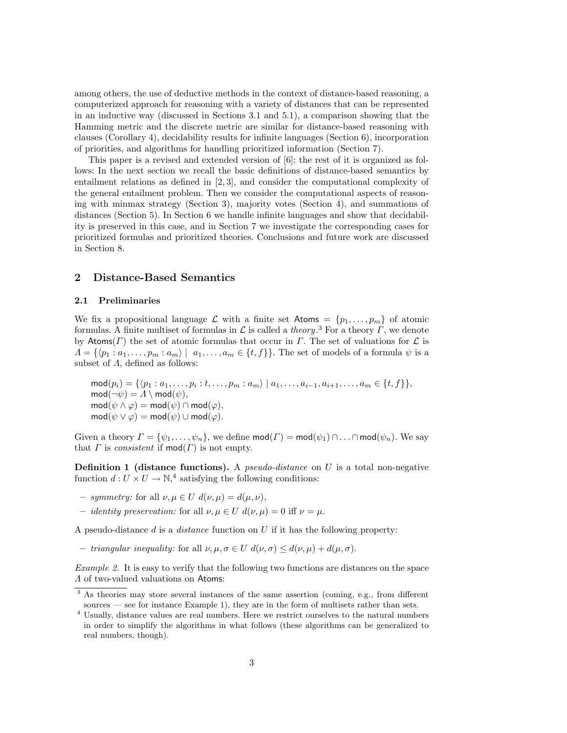among others, the use of deductive methods in the context of distance-based reasoning, a computerized approach for reasoning with a variety of distances that can be represented in an inductive way (discussed in Sections 3.1 and 5.1), a comparison showing that the Hamming metric and the discrete metric are similar for distance-based reasoning with clauses (Corollary 4), decidability results for infinite languages (Section 6), incorporation of priorities, and algorithms for handling prioritized information (Section 7).

This paper is a revised and extended version of [6]; the rest of it is organized as follows: In the next section we recall the basic definitions of distance-based semantics by entailment relations as defined in [2, 3], and consider the computational complexity of the general entailment problem. Then we consider the computational aspects of reasoning with minmax strategy (Section 3), majority votes (Section 4), and summations of distances (Section 5). In Section 6 we handle infinite languages and show that decidability is preserved in this case, and in Section 7 we investigate the corresponding cases for prioritized formulas and prioritized theories. Conclusions and future work are discussed in Section 8.

## 2 Distance-Based Semantics

### 2.1 Preliminaries

We fix a propositional language $\mathcal{L}$ with a finite set $\mathsf{Atoms} = \{p_1, \ldots, p_m\}$ of atomic formulas. A finite multiset of formulas in $\mathcal{L}$ is called a *theory*.[3] For a theory $\Gamma$, we denote by $\mathsf{Atoms}(\Gamma)$ the set of atomic formulas that occur in $\Gamma$. The set of valuations for $\mathcal{L}$ is $\Lambda = \{\langle p_1 : a_1, \ldots, p_m : a_m \rangle \mid a_1, \ldots, a_m \in \{t, f\}\}$. The set of models of a formula $\psi$ is a subset of $\Lambda$, defined as follows:

$\mathsf{mod}(p_i) = \{\langle p_1 : a_1, \ldots, p_i : t, \ldots, p_m : a_m \rangle \mid a_1, \ldots, a_{i-1}, a_{i+1}, \ldots, a_m \in \{t, f\}\}$,
$\mathsf{mod}(\neg\psi) = \Lambda \setminus \mathsf{mod}(\psi)$,
$\mathsf{mod}(\psi \wedge \varphi) = \mathsf{mod}(\psi) \cap \mathsf{mod}(\varphi)$,
$\mathsf{mod}(\psi \vee \varphi) = \mathsf{mod}(\psi) \cup \mathsf{mod}(\varphi)$.

Given a theory $\Gamma = \{\psi_1, \ldots, \psi_n\}$, we define $\mathsf{mod}(\Gamma) = \mathsf{mod}(\psi_1) \cap \ldots \cap \mathsf{mod}(\psi_n)$. We say that $\Gamma$ is *consistent* if $\mathsf{mod}(\Gamma)$ is not empty.

**Definition 1 (distance functions).** A *pseudo-distance* on $U$ is a total non-negative function $d : U \times U \to \mathbb{N}$,[4] satisfying the following conditions:

- *symmetry:* for all $\nu, \mu \in U$ $d(\nu, \mu) = d(\mu, \nu)$,
- *identity preservation:* for all $\nu, \mu \in U$ $d(\nu, \mu) = 0$ iff $\nu = \mu$.

A pseudo-distance $d$ is a *distance* function on $U$ if it has the following property:

- *triangular inequality:* for all $\nu, \mu, \sigma \in U$ $d(\nu, \sigma) \leq d(\nu, \mu) + d(\mu, \sigma)$.

*Example 2.* It is easy to verify that the following two functions are distances on the space $\Lambda$ of two-valued valuations on $\mathsf{Atoms}$:

[3] As theories may store several instances of the same assertion (coming, e.g., from different sources — see for instance Example 1), they are in the form of multisets rather than sets.

[4] Usually, distance values are real numbers. Here we restrict ourselves to the natural numbers in order to simplify the algorithms in what follows (these algorithms can be generalized to real numbers, though).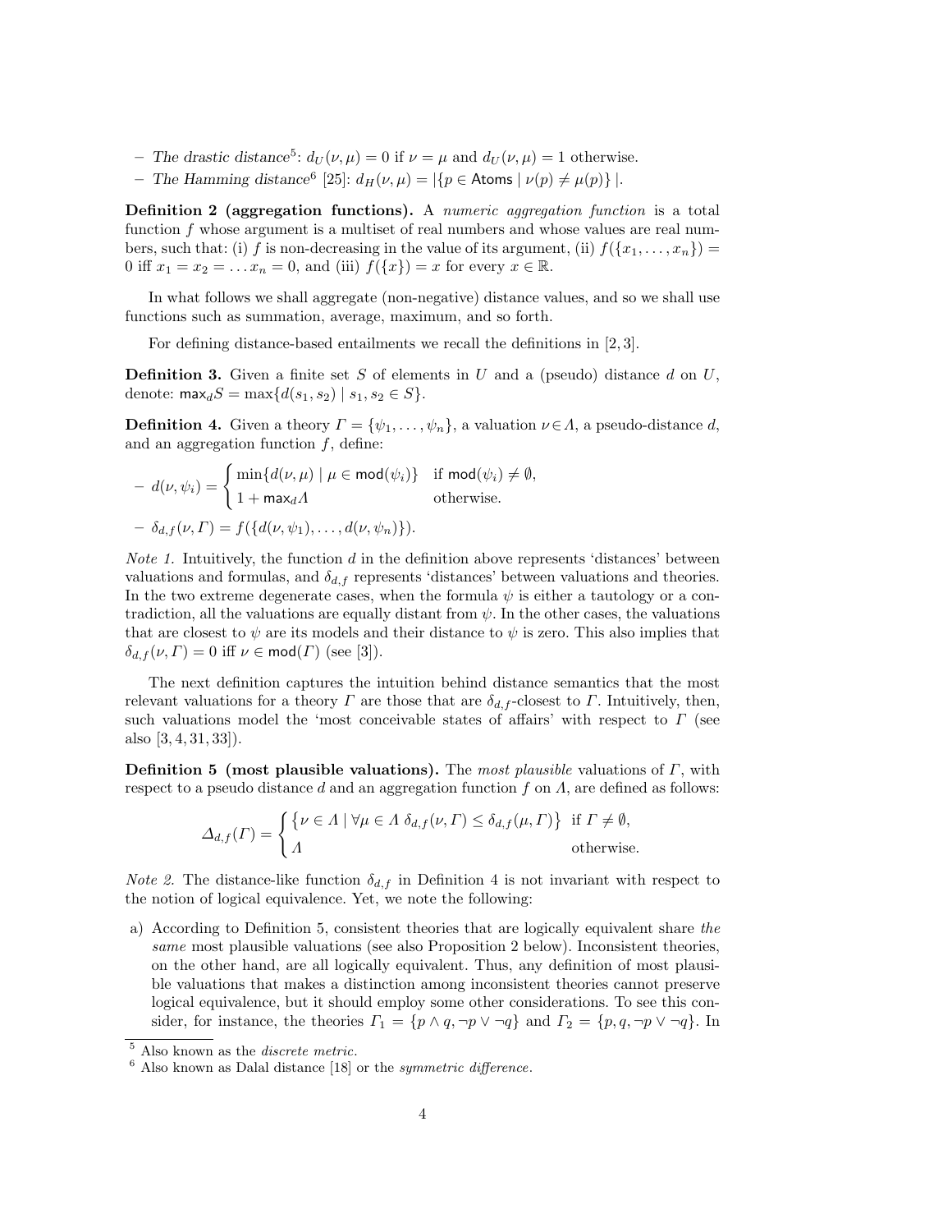– *The drastic distance*[5]: $d_U(\nu, \mu) = 0$ if $\nu = \mu$ and $d_U(\nu, \mu) = 1$ otherwise.
– *The Hamming distance*[6] [25]: $d_H(\nu, \mu) = |\{p \in \mathsf{Atoms} \mid \nu(p) \neq \mu(p)\}|$.

**Definition 2 (aggregation functions).** A *numeric aggregation function* is a total function $f$ whose argument is a multiset of real numbers and whose values are real numbers, such that: (i) $f$ is non-decreasing in the value of its argument, (ii) $f(\{x_1, \ldots, x_n\}) = 0$ iff $x_1 = x_2 = \ldots x_n = 0$, and (iii) $f(\{x\}) = x$ for every $x \in \mathbb{R}$.

In what follows we shall aggregate (non-negative) distance values, and so we shall use functions such as summation, average, maximum, and so forth.

For defining distance-based entailments we recall the definitions in [2, 3].

**Definition 3.** Given a finite set $S$ of elements in $U$ and a (pseudo) distance $d$ on $U$, denote: $\mathsf{max}_d S = \max\{d(s_1, s_2) \mid s_1, s_2 \in S\}$.

**Definition 4.** Given a theory $\Gamma = \{\psi_1, \ldots, \psi_n\}$, a valuation $\nu \in \Lambda$, a pseudo-distance $d$, and an aggregation function $f$, define:

– $d(\nu, \psi_i) = \begin{cases} \min\{d(\nu, \mu) \mid \mu \in \mathsf{mod}(\psi_i)\} & \text{if } \mathsf{mod}(\psi_i) \neq \emptyset, \\ 1 + \mathsf{max}_d \Lambda & \text{otherwise.} \end{cases}$

– $\delta_{d,f}(\nu, \Gamma) = f(\{d(\nu, \psi_1), \ldots, d(\nu, \psi_n)\})$.

*Note 1.* Intuitively, the function $d$ in the definition above represents 'distances' between valuations and formulas, and $\delta_{d,f}$ represents 'distances' between valuations and theories. In the two extreme degenerate cases, when the formula $\psi$ is either a tautology or a contradiction, all the valuations are equally distant from $\psi$. In the other cases, the valuations that are closest to $\psi$ are its models and their distance to $\psi$ is zero. This also implies that $\delta_{d,f}(\nu, \Gamma) = 0$ iff $\nu \in \mathsf{mod}(\Gamma)$ (see [3]).

The next definition captures the intuition behind distance semantics that the most relevant valuations for a theory $\Gamma$ are those that are $\delta_{d,f}$-closest to $\Gamma$. Intuitively, then, such valuations model the 'most conceivable states of affairs' with respect to $\Gamma$ (see also [3, 4, 31, 33]).

**Definition 5 (most plausible valuations).** The *most plausible* valuations of $\Gamma$, with respect to a pseudo distance $d$ and an aggregation function $f$ on $\Lambda$, are defined as follows:

$$\Delta_{d,f}(\Gamma) = \begin{cases} \{\nu \in \Lambda \mid \forall \mu \in \Lambda \ \delta_{d,f}(\nu, \Gamma) \leq \delta_{d,f}(\mu, \Gamma)\} & \text{if } \Gamma \neq \emptyset, \\ \Lambda & \text{otherwise.} \end{cases}$$

*Note 2.* The distance-like function $\delta_{d,f}$ in Definition 4 is not invariant with respect to the notion of logical equivalence. Yet, we note the following:

a) According to Definition 5, consistent theories that are logically equivalent share *the same* most plausible valuations (see also Proposition 2 below). Inconsistent theories, on the other hand, are all logically equivalent. Thus, any definition of most plausible valuations that makes a distinction among inconsistent theories cannot preserve logical equivalence, but it should employ some other considerations. To see this consider, for instance, the theories $\Gamma_1 = \{p \wedge q, \neg p \vee \neg q\}$ and $\Gamma_2 = \{p, q, \neg p \vee \neg q\}$. In

[5] Also known as the *discrete metric*.

[6] Also known as Dalal distance [18] or the *symmetric difference*.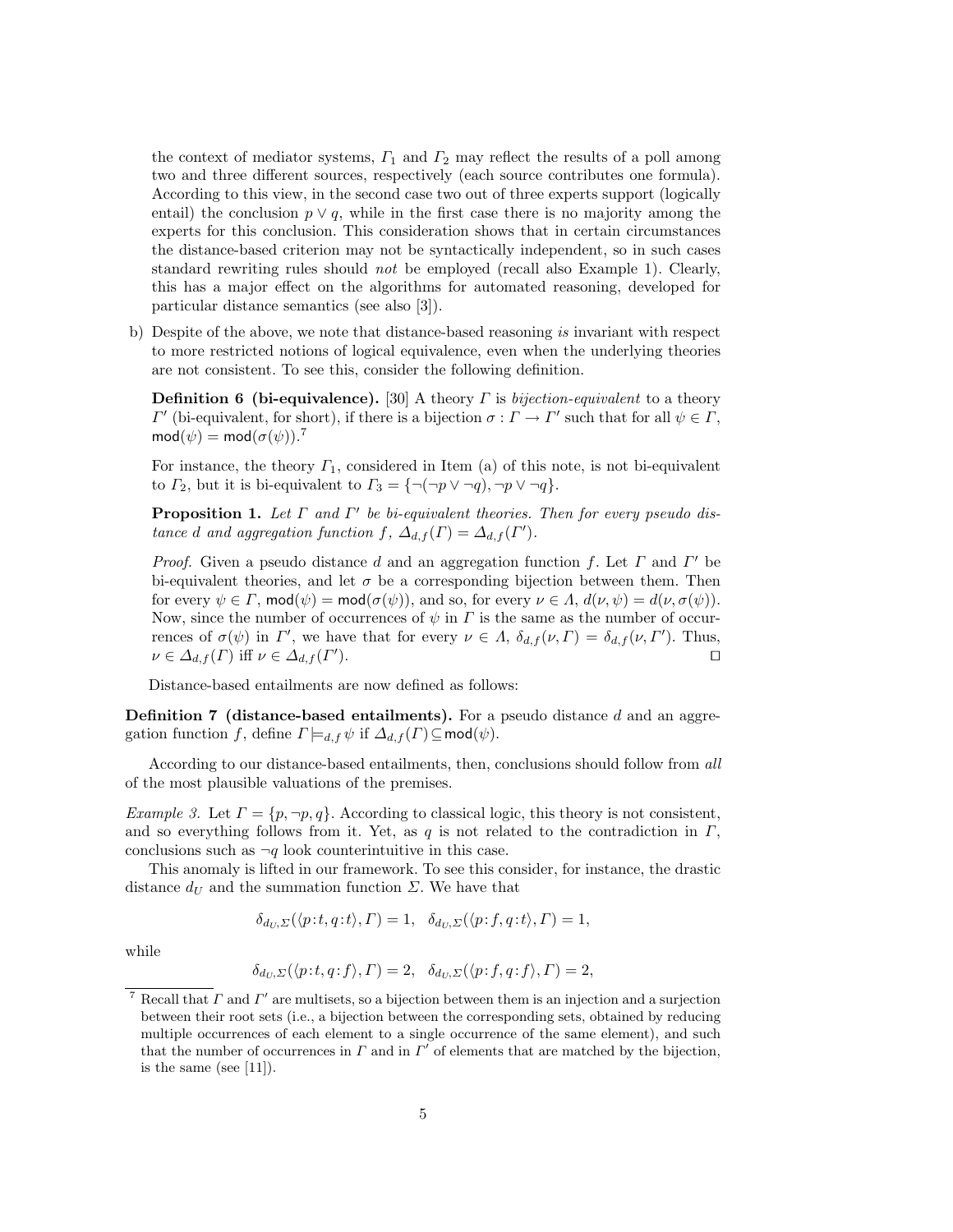the context of mediator systems, $\Gamma_1$ and $\Gamma_2$ may reflect the results of a poll among two and three different sources, respectively (each source contributes one formula). According to this view, in the second case two out of three experts support (logically entail) the conclusion $p \vee q$, while in the first case there is no majority among the experts for this conclusion. This consideration shows that in certain circumstances the distance-based criterion may not be syntactically independent, so in such cases standard rewriting rules should *not* be employed (recall also Example 1). Clearly, this has a major effect on the algorithms for automated reasoning, developed for particular distance semantics (see also [3]).

b) Despite of the above, we note that distance-based reasoning *is* invariant with respect to more restricted notions of logical equivalence, even when the underlying theories are not consistent. To see this, consider the following definition.

   **Definition 6 (bi-equivalence).** [30] A theory $\Gamma$ is *bijection-equivalent* to a theory $\Gamma'$ (bi-equivalent, for short), if there is a bijection $\sigma : \Gamma \to \Gamma'$ such that for all $\psi \in \Gamma$, $\mathsf{mod}(\psi) = \mathsf{mod}(\sigma(\psi))$.[7]

   For instance, the theory $\Gamma_1$, considered in Item (a) of this note, is not bi-equivalent to $\Gamma_2$, but it is bi-equivalent to $\Gamma_3 = \{\neg(\neg p \vee \neg q), \neg p \vee \neg q\}$.

   **Proposition 1.** *Let $\Gamma$ and $\Gamma'$ be bi-equivalent theories. Then for every pseudo distance $d$ and aggregation function $f$, $\Delta_{d,f}(\Gamma) = \Delta_{d,f}(\Gamma')$.*

   *Proof.* Given a pseudo distance $d$ and an aggregation function $f$. Let $\Gamma$ and $\Gamma'$ be bi-equivalent theories, and let $\sigma$ be a corresponding bijection between them. Then for every $\psi \in \Gamma$, $\mathsf{mod}(\psi) = \mathsf{mod}(\sigma(\psi))$, and so, for every $\nu \in \Lambda$, $d(\nu, \psi) = d(\nu, \sigma(\psi))$. Now, since the number of occurrences of $\psi$ in $\Gamma$ is the same as the number of occurrences of $\sigma(\psi)$ in $\Gamma'$, we have that for every $\nu \in \Lambda$, $\delta_{d,f}(\nu, \Gamma) = \delta_{d,f}(\nu, \Gamma')$. Thus, $\nu \in \Delta_{d,f}(\Gamma)$ iff $\nu \in \Delta_{d,f}(\Gamma')$. ◻

Distance-based entailments are now defined as follows:

**Definition 7 (distance-based entailments).** For a pseudo distance $d$ and an aggregation function $f$, define $\Gamma \models_{d,f} \psi$ if $\Delta_{d,f}(\Gamma) \subseteq \mathsf{mod}(\psi)$.

According to our distance-based entailments, then, conclusions should follow from *all* of the most plausible valuations of the premises.

*Example 3.* Let $\Gamma = \{p, \neg p, q\}$. According to classical logic, this theory is not consistent, and so everything follows from it. Yet, as $q$ is not related to the contradiction in $\Gamma$, conclusions such as $\neg q$ look counterintuitive in this case.

This anomaly is lifted in our framework. To see this consider, for instance, the drastic distance $d_U$ and the summation function $\Sigma$. We have that

$$\delta_{d_U,\Sigma}(\langle p\!:\!t, q\!:\!t\rangle, \Gamma) = 1, \quad \delta_{d_U,\Sigma}(\langle p\!:\!f, q\!:\!t\rangle, \Gamma) = 1,$$

while

$$\delta_{d_U,\Sigma}(\langle p\!:\!t, q\!:\!f\rangle, \Gamma) = 2, \quad \delta_{d_U,\Sigma}(\langle p\!:\!f, q\!:\!f\rangle, \Gamma) = 2,$$

[7] Recall that $\Gamma$ and $\Gamma'$ are multisets, so a bijection between them is an injection and a surjection between their root sets (i.e., a bijection between the corresponding sets, obtained by reducing multiple occurrences of each element to a single occurrence of the same element), and such that the number of occurrences in $\Gamma$ and in $\Gamma'$ of elements that are matched by the bijection, is the same (see [11]).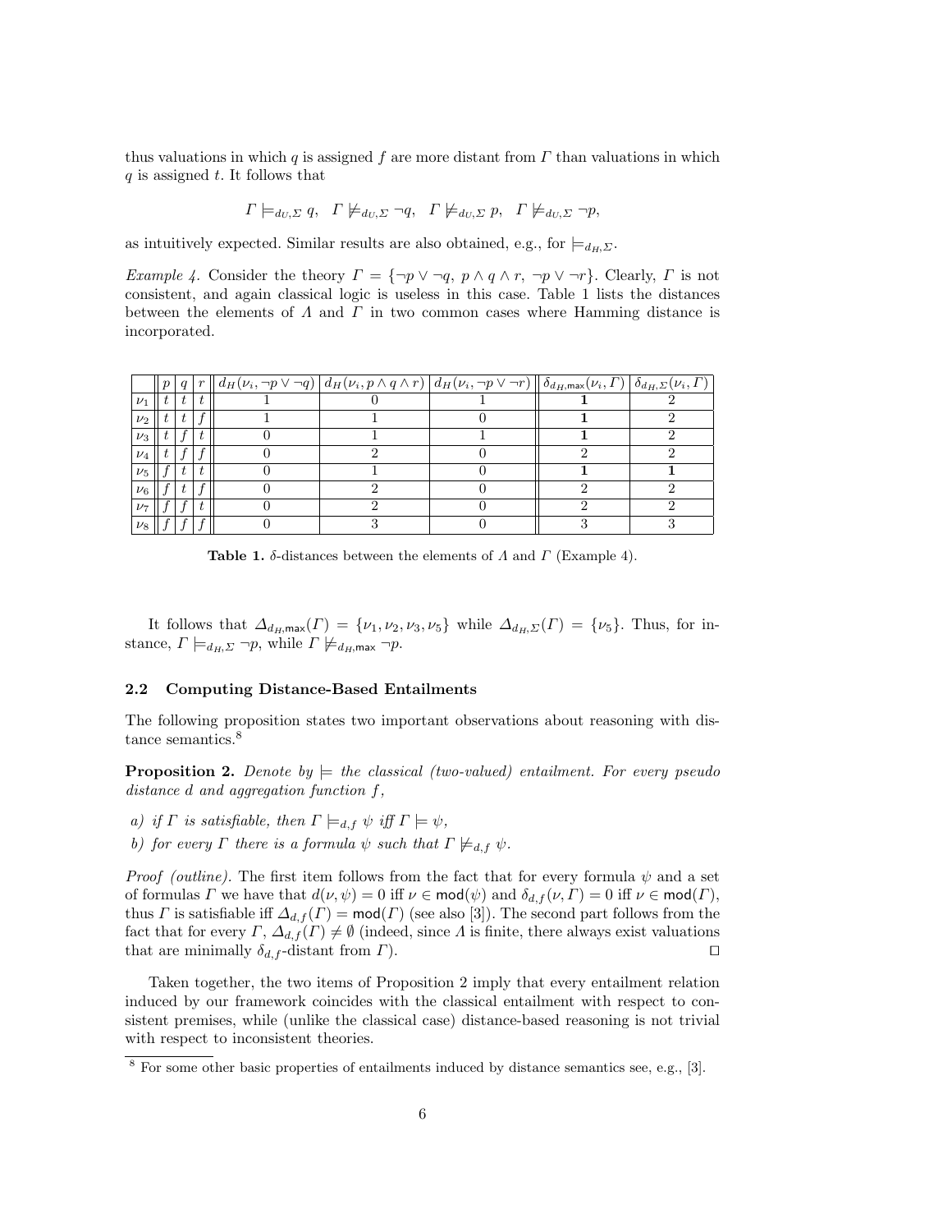thus valuations in which $q$ is assigned $f$ are more distant from $\Gamma$ than valuations in which $q$ is assigned $t$. It follows that

$$\Gamma \models_{d_U,\Sigma} q, \quad \Gamma \not\models_{d_U,\Sigma} \neg q, \quad \Gamma \not\models_{d_U,\Sigma} p, \quad \Gamma \not\models_{d_U,\Sigma} \neg p,$$

as intuitively expected. Similar results are also obtained, e.g., for $\models_{d_H,\Sigma}$.

*Example 4.* Consider the theory $\Gamma = \{\neg p \vee \neg q,\ p \wedge q \wedge r,\ \neg p \vee \neg r\}$. Clearly, $\Gamma$ is not consistent, and again classical logic is useless in this case. Table 1 lists the distances between the elements of $\Lambda$ and $\Gamma$ in two common cases where Hamming distance is incorporated.

| | $p$ | $q$ | $r$ | $d_H(\nu_i, \neg p \vee \neg q)$ | $d_H(\nu_i, p \wedge q \wedge r)$ | $d_H(\nu_i, \neg p \vee \neg r)$ | $\delta_{d_H,\mathsf{max}}(\nu_i, \Gamma)$ | $\delta_{d_H,\Sigma}(\nu_i, \Gamma)$ |
|---|---|---|---|---|---|---|---|---|
| $\nu_1$ | $t$ | $t$ | $t$ | 1 | 0 | 1 | **1** | 2 |
| $\nu_2$ | $t$ | $t$ | $f$ | 1 | 1 | 0 | **1** | 2 |
| $\nu_3$ | $t$ | $f$ | $t$ | 0 | 1 | 1 | **1** | 2 |
| $\nu_4$ | $t$ | $f$ | $f$ | 0 | 2 | 0 | 2 | 2 |
| $\nu_5$ | $f$ | $t$ | $t$ | 0 | 1 | 0 | **1** | **1** |
| $\nu_6$ | $f$ | $t$ | $f$ | 0 | 2 | 0 | 2 | 2 |
| $\nu_7$ | $f$ | $f$ | $t$ | 0 | 2 | 0 | 2 | 2 |
| $\nu_8$ | $f$ | $f$ | $f$ | 0 | 3 | 0 | 3 | 3 |

**Table 1.** $\delta$-distances between the elements of $\Lambda$ and $\Gamma$ (Example 4).

It follows that $\Delta_{d_H,\mathsf{max}}(\Gamma) = \{\nu_1, \nu_2, \nu_3, \nu_5\}$ while $\Delta_{d_H,\Sigma}(\Gamma) = \{\nu_5\}$. Thus, for instance, $\Gamma \models_{d_H,\Sigma} \neg p$, while $\Gamma \not\models_{d_H,\mathsf{max}} \neg p$.

### 2.2 Computing Distance-Based Entailments

The following proposition states two important observations about reasoning with distance semantics.[8]

**Proposition 2.** *Denote by $\models$ the classical (two-valued) entailment. For every pseudo distance $d$ and aggregation function $f$,*

*a) if $\Gamma$ is satisfiable, then $\Gamma \models_{d,f} \psi$ iff $\Gamma \models \psi$,*

*b) for every $\Gamma$ there is a formula $\psi$ such that $\Gamma \not\models_{d,f} \psi$.*

*Proof (outline).* The first item follows from the fact that for every formula $\psi$ and a set of formulas $\Gamma$ we have that $d(\nu, \psi) = 0$ iff $\nu \in \mathsf{mod}(\psi)$ and $\delta_{d,f}(\nu, \Gamma) = 0$ iff $\nu \in \mathsf{mod}(\Gamma)$, thus $\Gamma$ is satisfiable iff $\Delta_{d,f}(\Gamma) = \mathsf{mod}(\Gamma)$ (see also [3]). The second part follows from the fact that for every $\Gamma$, $\Delta_{d,f}(\Gamma) \neq \emptyset$ (indeed, since $\Lambda$ is finite, there always exist valuations that are minimally $\delta_{d,f}$-distant from $\Gamma$). $\square$

Taken together, the two items of Proposition 2 imply that every entailment relation induced by our framework coincides with the classical entailment with respect to consistent premises, while (unlike the classical case) distance-based reasoning is not trivial with respect to inconsistent theories.

[8] For some other basic properties of entailments induced by distance semantics see, e.g., [3].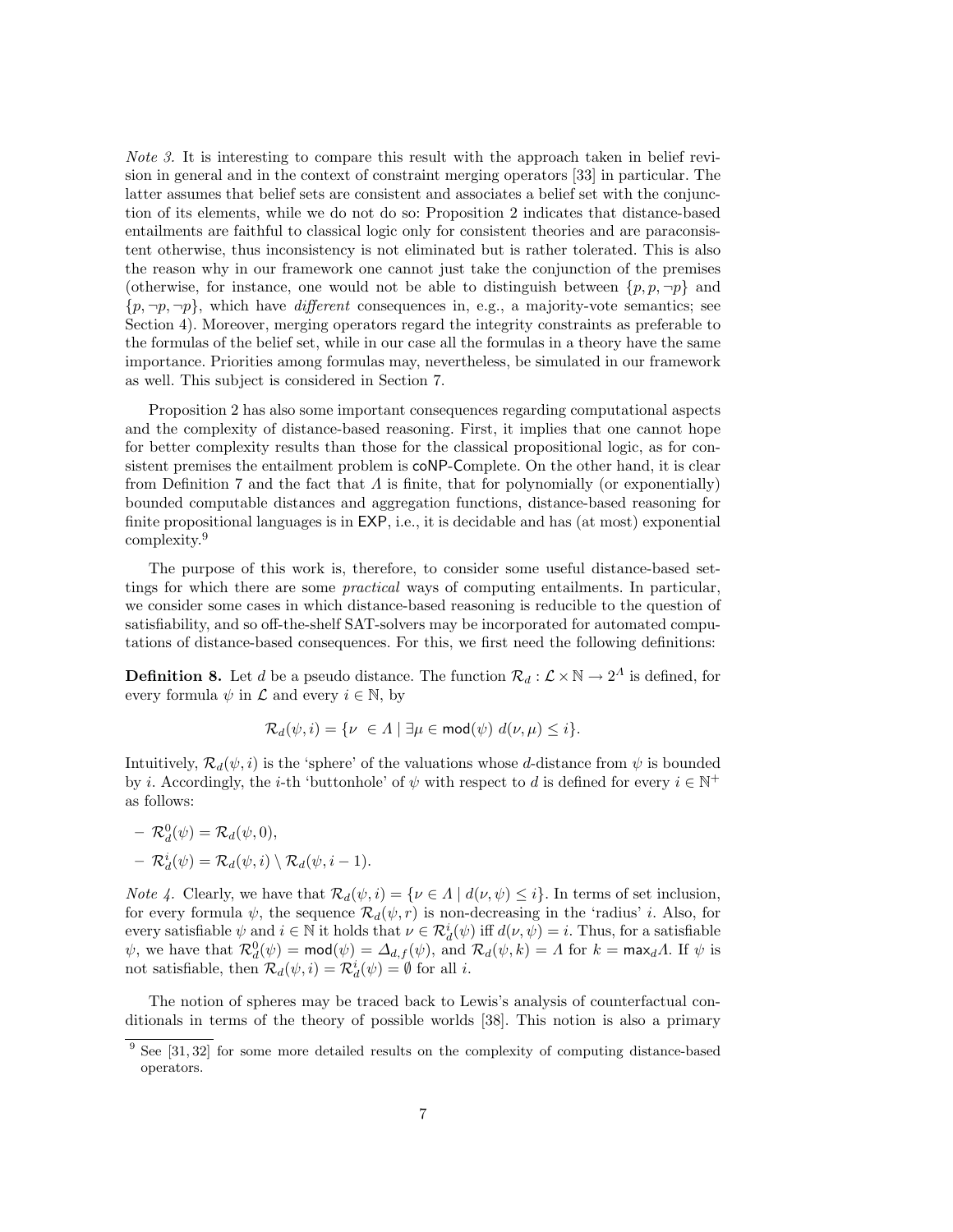*Note 3.* It is interesting to compare this result with the approach taken in belief revision in general and in the context of constraint merging operators [33] in particular. The latter assumes that belief sets are consistent and associates a belief set with the conjunction of its elements, while we do not do so: Proposition 2 indicates that distance-based entailments are faithful to classical logic only for consistent theories and are paraconsistent otherwise, thus inconsistency is not eliminated but is rather tolerated. This is also the reason why in our framework one cannot just take the conjunction of the premises (otherwise, for instance, one would not be able to distinguish between $\{p, p, \neg p\}$ and $\{p, \neg p, \neg p\}$, which have *different* consequences in, e.g., a majority-vote semantics; see Section 4). Moreover, merging operators regard the integrity constraints as preferable to the formulas of the belief set, while in our case all the formulas in a theory have the same importance. Priorities among formulas may, nevertheless, be simulated in our framework as well. This subject is considered in Section 7.

Proposition 2 has also some important consequences regarding computational aspects and the complexity of distance-based reasoning. First, it implies that one cannot hope for better complexity results than those for the classical propositional logic, as for consistent premises the entailment problem is coNP-Complete. On the other hand, it is clear from Definition 7 and the fact that $\Lambda$ is finite, that for polynomially (or exponentially) bounded computable distances and aggregation functions, distance-based reasoning for finite propositional languages is in EXP, i.e., it is decidable and has (at most) exponential complexity.[9]

The purpose of this work is, therefore, to consider some useful distance-based settings for which there are some *practical* ways of computing entailments. In particular, we consider some cases in which distance-based reasoning is reducible to the question of satisfiability, and so off-the-shelf SAT-solvers may be incorporated for automated computations of distance-based consequences. For this, we first need the following definitions:

**Definition 8.** Let $d$ be a pseudo distance. The function $\mathcal{R}_d : \mathcal{L} \times \mathbb{N} \to 2^{\Lambda}$ is defined, for every formula $\psi$ in $\mathcal{L}$ and every $i \in \mathbb{N}$, by

$$\mathcal{R}_d(\psi, i) = \{\nu \ \in \Lambda \mid \exists \mu \in \mathsf{mod}(\psi) \ d(\nu, \mu) \leq i\}.$$

Intuitively, $\mathcal{R}_d(\psi, i)$ is the 'sphere' of the valuations whose $d$-distance from $\psi$ is bounded by $i$. Accordingly, the $i$-th 'buttonhole' of $\psi$ with respect to $d$ is defined for every $i \in \mathbb{N}^+$ as follows:

- $\mathcal{R}^0_d(\psi) = \mathcal{R}_d(\psi, 0)$,
- $\mathcal{R}^i_d(\psi) = \mathcal{R}_d(\psi, i) \setminus \mathcal{R}_d(\psi, i-1)$.

*Note 4.* Clearly, we have that $\mathcal{R}_d(\psi, i) = \{\nu \in \Lambda \mid d(\nu, \psi) \leq i\}$. In terms of set inclusion, for every formula $\psi$, the sequence $\mathcal{R}_d(\psi, r)$ is non-decreasing in the 'radius' $i$. Also, for every satisfiable $\psi$ and $i \in \mathbb{N}$ it holds that $\nu \in \mathcal{R}^i_d(\psi)$ iff $d(\nu, \psi) = i$. Thus, for a satisfiable $\psi$, we have that $\mathcal{R}^0_d(\psi) = \mathsf{mod}(\psi) = \Delta_{d,f}(\psi)$, and $\mathcal{R}_d(\psi, k) = \Lambda$ for $k = \mathsf{max}_d \Lambda$. If $\psi$ is not satisfiable, then $\mathcal{R}_d(\psi, i) = \mathcal{R}^i_d(\psi) = \emptyset$ for all $i$.

The notion of spheres may be traced back to Lewis's analysis of counterfactual conditionals in terms of the theory of possible worlds [38]. This notion is also a primary

[9] See [31, 32] for some more detailed results on the complexity of computing distance-based operators.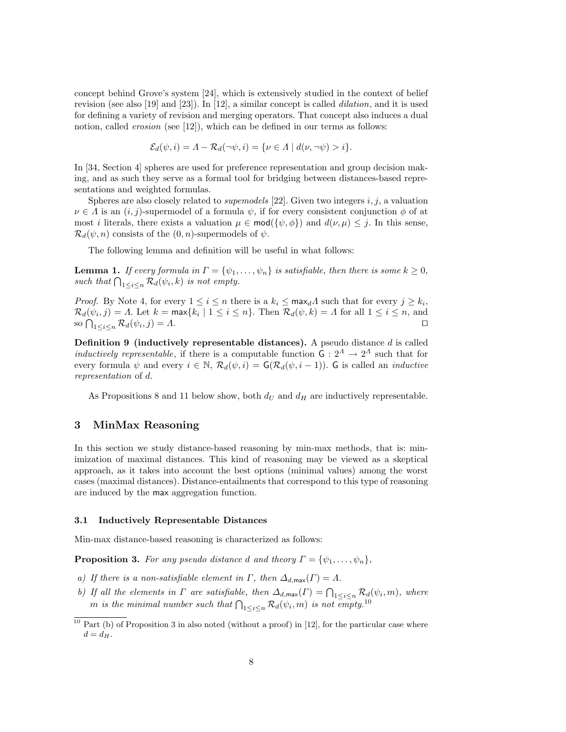concept behind Grove's system [24], which is extensively studied in the context of belief revision (see also [19] and [23]). In [12], a similar concept is called *dilation*, and it is used for defining a variety of revision and merging operators. That concept also induces a dual notion, called *erosion* (see [12]), which can be defined in our terms as follows:

$$\mathcal{E}_d(\psi, i) = \Lambda - \mathcal{R}_d(\neg\psi, i) = \{\nu \in \Lambda \mid d(\nu, \neg\psi) > i\}.$$

In [34, Section 4] spheres are used for preference representation and group decision making, and as such they serve as a formal tool for bridging between distances-based representations and weighted formulas.

Spheres are also closely related to *supemodels* [22]. Given two integers $i, j$, a valuation $\nu \in \Lambda$ is an $(i, j)$-supermodel of a formula $\psi$, if for every consistent conjunction $\phi$ of at most $i$ literals, there exists a valuation $\mu \in \mathsf{mod}(\{\psi, \phi\})$ and $d(\nu, \mu) \leq j$. In this sense, $\mathcal{R}_d(\psi, n)$ consists of the $(0, n)$-supermodels of $\psi$.

The following lemma and definition will be useful in what follows:

**Lemma 1.** *If every formula in $\Gamma = \{\psi_1, \ldots, \psi_n\}$ is satisfiable, then there is some $k \geq 0$, such that $\bigcap_{1 \leq i \leq n} \mathcal{R}_d(\psi_i, k)$ is not empty.*

*Proof.* By Note 4, for every $1 \leq i \leq n$ there is a $k_i \leq \mathsf{max}_d \Lambda$ such that for every $j \geq k_i$, $\mathcal{R}_d(\psi_i, j) = \Lambda$. Let $k = \mathsf{max}\{k_i \mid 1 \leq i \leq n\}$. Then $\mathcal{R}_d(\psi, k) = \Lambda$ for all $1 \leq i \leq n$, and so $\bigcap_{1 \leq i \leq n} \mathcal{R}_d(\psi_i, j) = \Lambda$. ◻

**Definition 9 (inductively representable distances).** A pseudo distance $d$ is called *inductively representable*, if there is a computable function $\mathsf{G} : 2^\Lambda \to 2^\Lambda$ such that for every formula $\psi$ and every $i \in \mathbb{N}$, $\mathcal{R}_d(\psi, i) = \mathsf{G}(\mathcal{R}_d(\psi, i-1))$. $\mathsf{G}$ is called an *inductive representation* of $d$.

As Propositions 8 and 11 below show, both $d_U$ and $d_H$ are inductively representable.

## 3 MinMax Reasoning

In this section we study distance-based reasoning by min-max methods, that is: minimization of maximal distances. This kind of reasoning may be viewed as a skeptical approach, as it takes into account the best options (minimal values) among the worst cases (maximal distances). Distance-entailments that correspond to this type of reasoning are induced by the $\mathsf{max}$ aggregation function.

### 3.1 Inductively Representable Distances

Min-max distance-based reasoning is characterized as follows:

**Proposition 3.** *For any pseudo distance $d$ and theory $\Gamma = \{\psi_1, \ldots, \psi_n\}$,*

*a) If there is a non-satisfiable element in $\Gamma$, then $\Delta_{d,\mathsf{max}}(\Gamma) = \Lambda$.*
*b) If all the elements in $\Gamma$ are satisfiable, then $\Delta_{d,\mathsf{max}}(\Gamma) = \bigcap_{1 \leq i \leq n} \mathcal{R}_d(\psi_i, m)$, where $m$ is the minimal number such that $\bigcap_{1 \leq i \leq n} \mathcal{R}_d(\psi_i, m)$ is not empty.*[10]

[10] Part (b) of Proposition 3 in also noted (without a proof) in [12], for the particular case where $d = d_H$.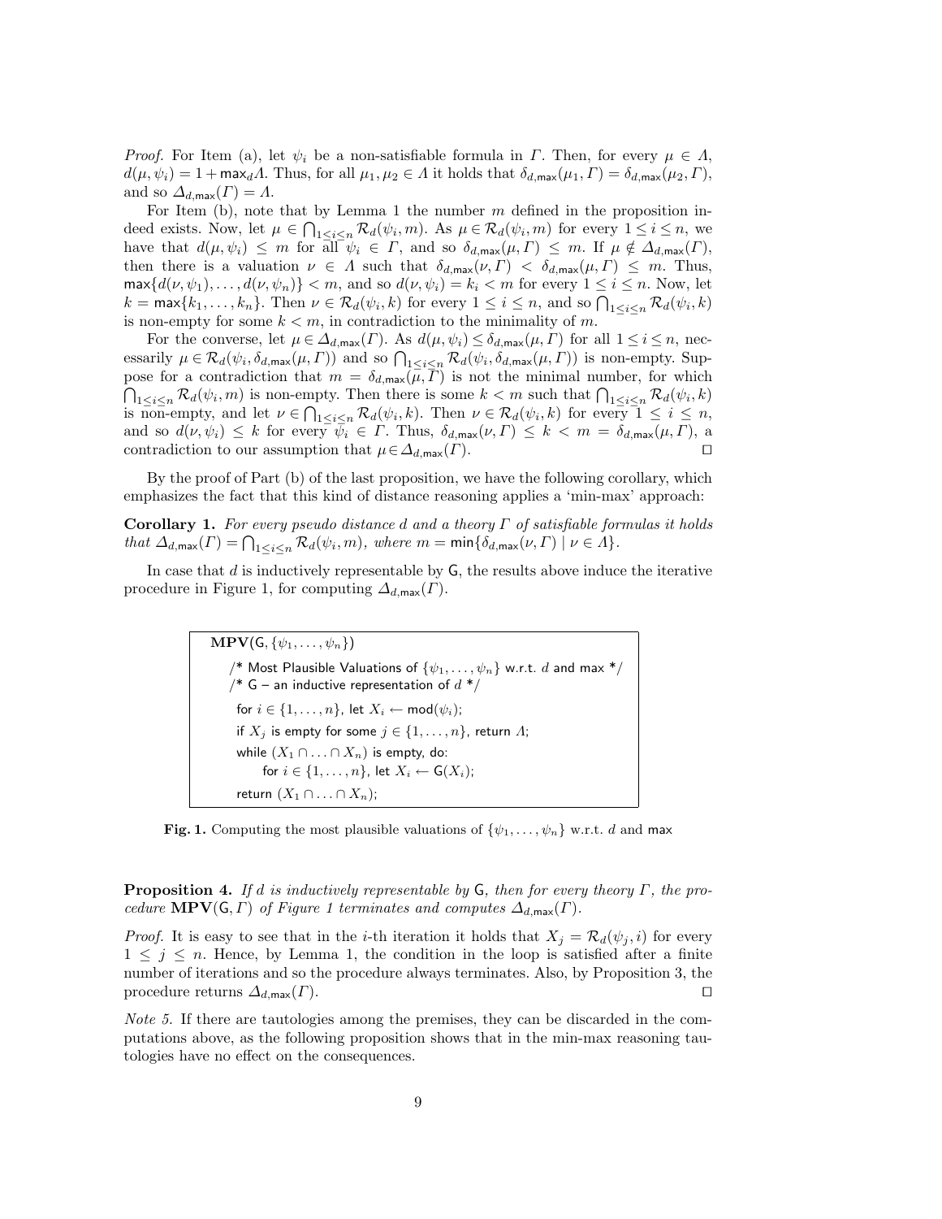*Proof.* For Item (a), let $\psi_i$ be a non-satisfiable formula in $\Gamma$. Then, for every $\mu \in \Lambda$, $d(\mu, \psi_i) = 1 + \max_d \Lambda$. Thus, for all $\mu_1, \mu_2 \in \Lambda$ it holds that $\delta_{d,\max}(\mu_1, \Gamma) = \delta_{d,\max}(\mu_2, \Gamma)$, and so $\Delta_{d,\max}(\Gamma) = \Lambda$.

For Item (b), note that by Lemma 1 the number $m$ defined in the proposition indeed exists. Now, let $\mu \in \bigcap_{1 \leq i \leq n} \mathcal{R}_d(\psi_i, m)$. As $\mu \in \mathcal{R}_d(\psi_i, m)$ for every $1 \leq i \leq n$, we have that $d(\mu, \psi_i) \leq m$ for all $\psi_i \in \Gamma$, and so $\delta_{d,\max}(\mu, \Gamma) \leq m$. If $\mu \notin \Delta_{d,\max}(\Gamma)$, then there is a valuation $\nu \in \Lambda$ such that $\delta_{d,\max}(\nu, \Gamma) < \delta_{d,\max}(\mu, \Gamma) \leq m$. Thus, $\max\{d(\nu, \psi_1), \ldots, d(\nu, \psi_n)\} < m$, and so $d(\nu, \psi_i) = k_i < m$ for every $1 \leq i \leq n$. Now, let $k = \max\{k_1, \ldots, k_n\}$. Then $\nu \in \mathcal{R}_d(\psi_i, k)$ for every $1 \leq i \leq n$, and so $\bigcap_{1 \leq i \leq n} \mathcal{R}_d(\psi_i, k)$ is non-empty for some $k < m$, in contradiction to the minimality of $m$.

For the converse, let $\mu \in \Delta_{d,\max}(\Gamma)$. As $d(\mu, \psi_i) \leq \delta_{d,\max}(\mu, \Gamma)$ for all $1 \leq i \leq n$, necessarily $\mu \in \mathcal{R}_d(\psi_i, \delta_{d,\max}(\mu, \Gamma))$ and so $\bigcap_{1 \leq i \leq n} \mathcal{R}_d(\psi_i, \delta_{d,\max}(\mu, \Gamma))$ is non-empty. Suppose for a contradiction that $m = \delta_{d,\max}(\mu, \Gamma)$ is not the minimal number, for which $\bigcap_{1 \leq i \leq n} \mathcal{R}_d(\psi_i, m)$ is non-empty. Then there is some $k < m$ such that $\bigcap_{1 \leq i \leq n} \mathcal{R}_d(\psi_i, k)$ is non-empty, and let $\nu \in \bigcap_{1 \leq i \leq n} \mathcal{R}_d(\psi_i, k)$. Then $\nu \in \mathcal{R}_d(\psi_i, k)$ for every $1 \leq i \leq n$, and so $d(\nu, \psi_i) \leq k$ for every $\psi_i \in \Gamma$. Thus, $\delta_{d,\max}(\nu, \Gamma) \leq k < m = \delta_{d,\max}(\mu, \Gamma)$, a contradiction to our assumption that $\mu \in \Delta_{d,\max}(\Gamma)$. ☐

By the proof of Part (b) of the last proposition, we have the following corollary, which emphasizes the fact that this kind of distance reasoning applies a 'min-max' approach:

**Corollary 1.** *For every pseudo distance $d$ and a theory $\Gamma$ of satisfiable formulas it holds that $\Delta_{d,\max}(\Gamma) = \bigcap_{1 \leq i \leq n} \mathcal{R}_d(\psi_i, m)$, where $m = \min\{\delta_{d,\max}(\nu, \Gamma) \mid \nu \in \Lambda\}$.*

In case that $d$ is inductively representable by $\mathsf{G}$, the results above induce the iterative procedure in Figure 1, for computing $\Delta_{d,\max}(\Gamma)$.

```
MPV(G, {ψ1, ..., ψn})
  /* Most Plausible Valuations of {ψ1, ..., ψn} w.r.t. d and max */
  /* G – an inductive representation of d */
   for i ∈ {1, ..., n}, let Xi ← mod(ψi);
   if Xj is empty for some j ∈ {1, ..., n}, return Λ;
   while (X1 ∩ ... ∩ Xn) is empty, do:
        for i ∈ {1, ..., n}, let Xi ← G(Xi);
   return (X1 ∩ ... ∩ Xn);
```

**Fig. 1.** Computing the most plausible valuations of $\{\psi_1, \ldots, \psi_n\}$ w.r.t. $d$ and max

**Proposition 4.** *If $d$ is inductively representable by $\mathsf{G}$, then for every theory $\Gamma$, the procedure* $\mathbf{MPV}(\mathsf{G}, \Gamma)$ *of Figure 1 terminates and computes $\Delta_{d,\max}(\Gamma)$.*

*Proof.* It is easy to see that in the $i$-th iteration it holds that $X_j = \mathcal{R}_d(\psi_j, i)$ for every $1 \leq j \leq n$. Hence, by Lemma 1, the condition in the loop is satisfied after a finite number of iterations and so the procedure always terminates. Also, by Proposition 3, the procedure returns $\Delta_{d,\max}(\Gamma)$. ☐

*Note 5.* If there are tautologies among the premises, they can be discarded in the computations above, as the following proposition shows that in the min-max reasoning tautologies have no effect on the consequences.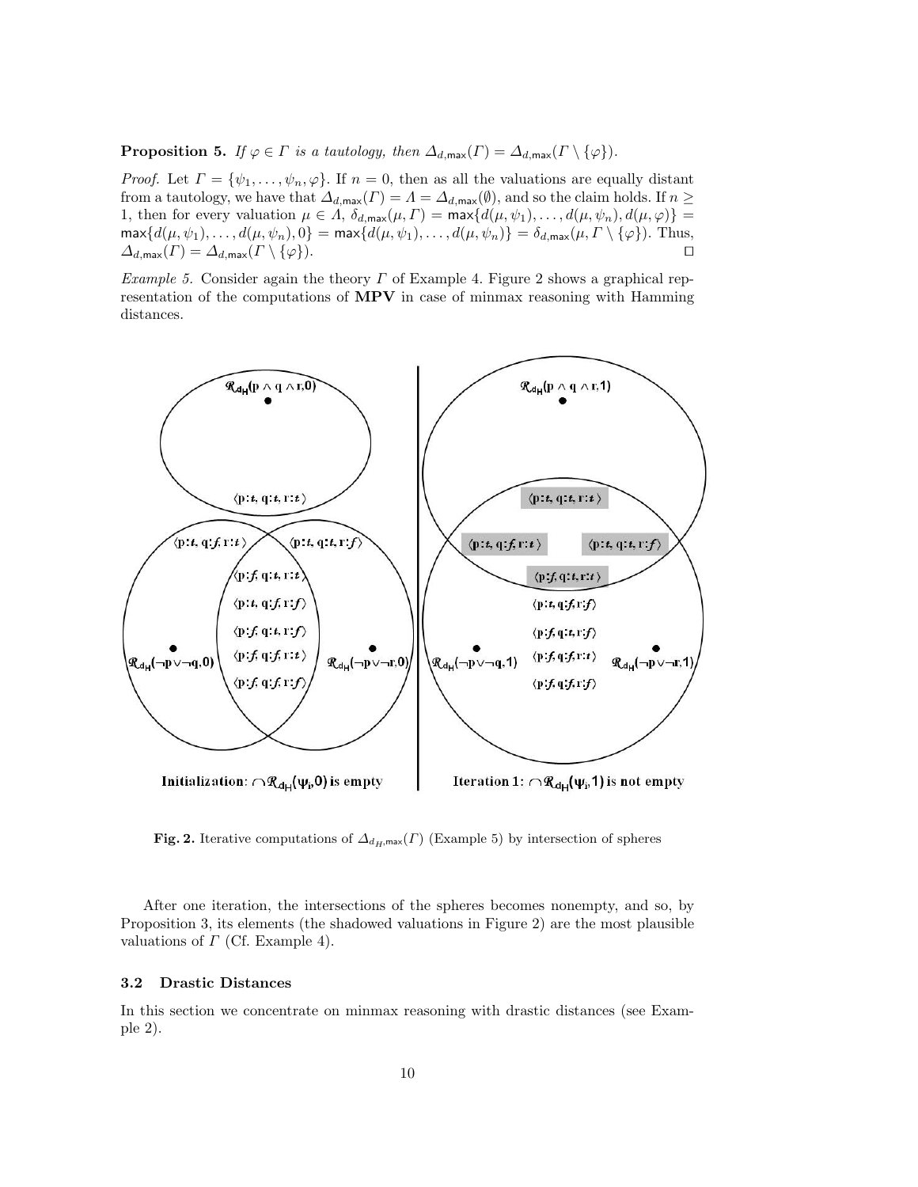**Proposition 5.** *If $\varphi \in \Gamma$ is a tautology, then $\Delta_{d,\max}(\Gamma) = \Delta_{d,\max}(\Gamma \setminus \{\varphi\})$.*

*Proof.* Let $\Gamma = \{\psi_1, \ldots, \psi_n, \varphi\}$. If $n = 0$, then as all the valuations are equally distant from a tautology, we have that $\Delta_{d,\max}(\Gamma) = \Lambda = \Delta_{d,\max}(\emptyset)$, and so the claim holds. If $n \geq 1$, then for every valuation $\mu \in \Lambda$, $\delta_{d,\max}(\mu, \Gamma) = \max\{d(\mu, \psi_1), \ldots, d(\mu, \psi_n), d(\mu, \varphi)\} = \max\{d(\mu, \psi_1), \ldots, d(\mu, \psi_n), 0\} = \max\{d(\mu, \psi_1), \ldots, d(\mu, \psi_n)\} = \delta_{d,\max}(\mu, \Gamma \setminus \{\varphi\})$. Thus, $\Delta_{d,\max}(\Gamma) = \Delta_{d,\max}(\Gamma \setminus \{\varphi\})$. ◻

*Example 5.* Consider again the theory $\Gamma$ of Example 4. Figure 2 shows a graphical representation of the computations of **MPV** in case of minmax reasoning with Hamming distances.

**Fig. 2.** Iterative computations of $\Delta_{d_H,\max}(\Gamma)$ (Example 5) by intersection of spheres

After one iteration, the intersections of the spheres becomes nonempty, and so, by Proposition 3, its elements (the shadowed valuations in Figure 2) are the most plausible valuations of $\Gamma$ (Cf. Example 4).

### 3.2 Drastic Distances

In this section we concentrate on minmax reasoning with drastic distances (see Example 2).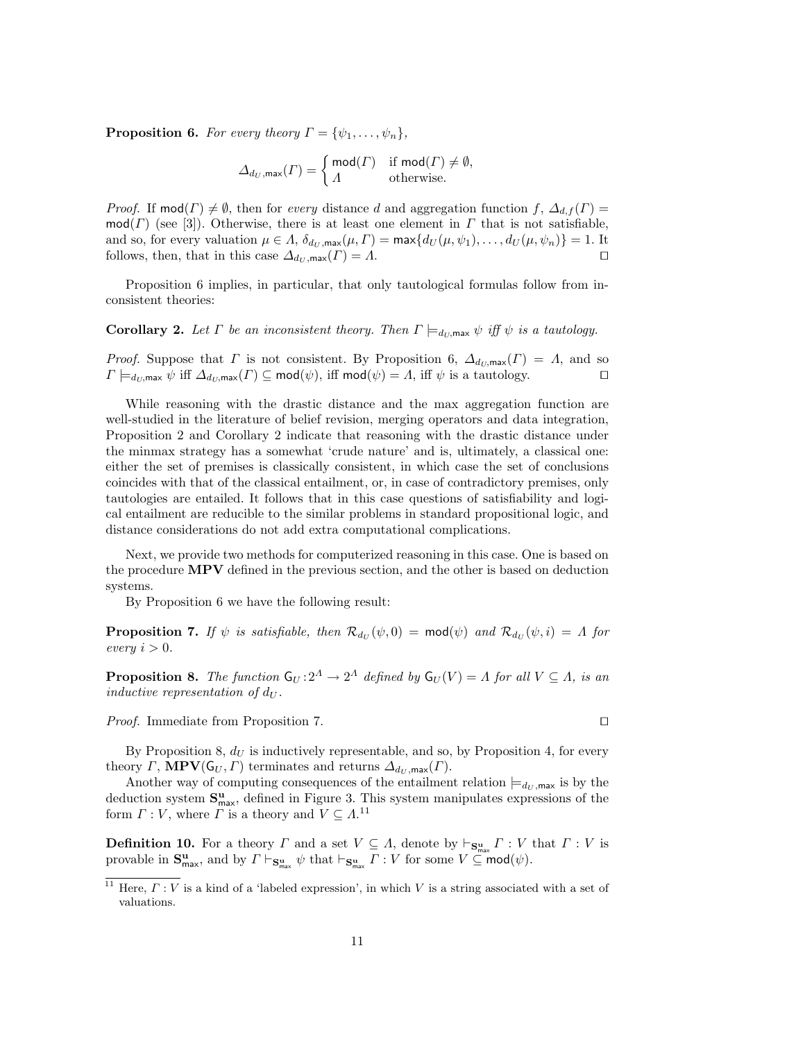**Proposition 6.** *For every theory $\Gamma = \{\psi_1, \ldots, \psi_n\}$,*

$$\Delta_{d_U,\mathsf{max}}(\Gamma) = \begin{cases} \mathsf{mod}(\Gamma) & \text{if } \mathsf{mod}(\Gamma) \neq \emptyset, \\ \Lambda & \text{otherwise.} \end{cases}$$

*Proof.* If $\mathsf{mod}(\Gamma) \neq \emptyset$, then for *every* distance $d$ and aggregation function $f$, $\Delta_{d,f}(\Gamma) = \mathsf{mod}(\Gamma)$ (see [3]). Otherwise, there is at least one element in $\Gamma$ that is not satisfiable, and so, for every valuation $\mu \in \Lambda$, $\delta_{d_U,\mathsf{max}}(\mu, \Gamma) = \mathsf{max}\{d_U(\mu, \psi_1), \ldots, d_U(\mu, \psi_n)\} = 1$. It follows, then, that in this case $\Delta_{d_U,\mathsf{max}}(\Gamma) = \Lambda$. ◻

Proposition 6 implies, in particular, that only tautological formulas follow from inconsistent theories:

**Corollary 2.** *Let $\Gamma$ be an inconsistent theory. Then $\Gamma \models_{d_U,\mathsf{max}} \psi$ iff $\psi$ is a tautology.*

*Proof.* Suppose that $\Gamma$ is not consistent. By Proposition 6, $\Delta_{d_U,\mathsf{max}}(\Gamma) = \Lambda$, and so $\Gamma \models_{d_U,\mathsf{max}} \psi$ iff $\Delta_{d_U,\mathsf{max}}(\Gamma) \subseteq \mathsf{mod}(\psi)$, iff $\mathsf{mod}(\psi) = \Lambda$, iff $\psi$ is a tautology. ◻

While reasoning with the drastic distance and the max aggregation function are well-studied in the literature of belief revision, merging operators and data integration, Proposition 2 and Corollary 2 indicate that reasoning with the drastic distance under the minmax strategy has a somewhat 'crude nature' and is, ultimately, a classical one: either the set of premises is classically consistent, in which case the set of conclusions coincides with that of the classical entailment, or, in case of contradictory premises, only tautologies are entailed. It follows that in this case questions of satisfiability and logical entailment are reducible to the similar problems in standard propositional logic, and distance considerations do not add extra computational complications.

Next, we provide two methods for computerized reasoning in this case. One is based on the procedure **MPV** defined in the previous section, and the other is based on deduction systems.

By Proposition 6 we have the following result:

**Proposition 7.** *If $\psi$ is satisfiable, then $\mathcal{R}_{d_U}(\psi, 0) = \mathsf{mod}(\psi)$ and $\mathcal{R}_{d_U}(\psi, i) = \Lambda$ for every $i > 0$.*

**Proposition 8.** *The function $\mathsf{G}_U : 2^\Lambda \to 2^\Lambda$ defined by $\mathsf{G}_U(V) = \Lambda$ for all $V \subseteq \Lambda$, is an inductive representation of $d_U$.*

*Proof.* Immediate from Proposition 7. ◻

By Proposition 8, $d_U$ is inductively representable, and so, by Proposition 4, for every theory $\Gamma$, $\mathbf{MPV}(\mathsf{G}_U, \Gamma)$ terminates and returns $\Delta_{d_U,\mathsf{max}}(\Gamma)$.

Another way of computing consequences of the entailment relation $\models_{d_U,\mathsf{max}}$ is by the deduction system $\mathbf{S}^{\mathbf{u}}_{\mathsf{max}}$, defined in Figure 3. This system manipulates expressions of the form $\Gamma : V$, where $\Gamma$ is a theory and $V \subseteq \Lambda$.[11]

**Definition 10.** For a theory $\Gamma$ and a set $V \subseteq \Lambda$, denote by $\vdash_{\mathbf{S}^{\mathbf{u}}_{\mathsf{max}}} \Gamma : V$ that $\Gamma : V$ is provable in $\mathbf{S}^{\mathbf{u}}_{\mathsf{max}}$, and by $\Gamma \vdash_{\mathbf{S}^{\mathbf{u}}_{\mathsf{max}}} \psi$ that $\vdash_{\mathbf{S}^{\mathbf{u}}_{\mathsf{max}}} \Gamma : V$ for some $V \subseteq \mathsf{mod}(\psi)$.

[11] Here, $\Gamma : V$ is a kind of a 'labeled expression', in which $V$ is a string associated with a set of valuations.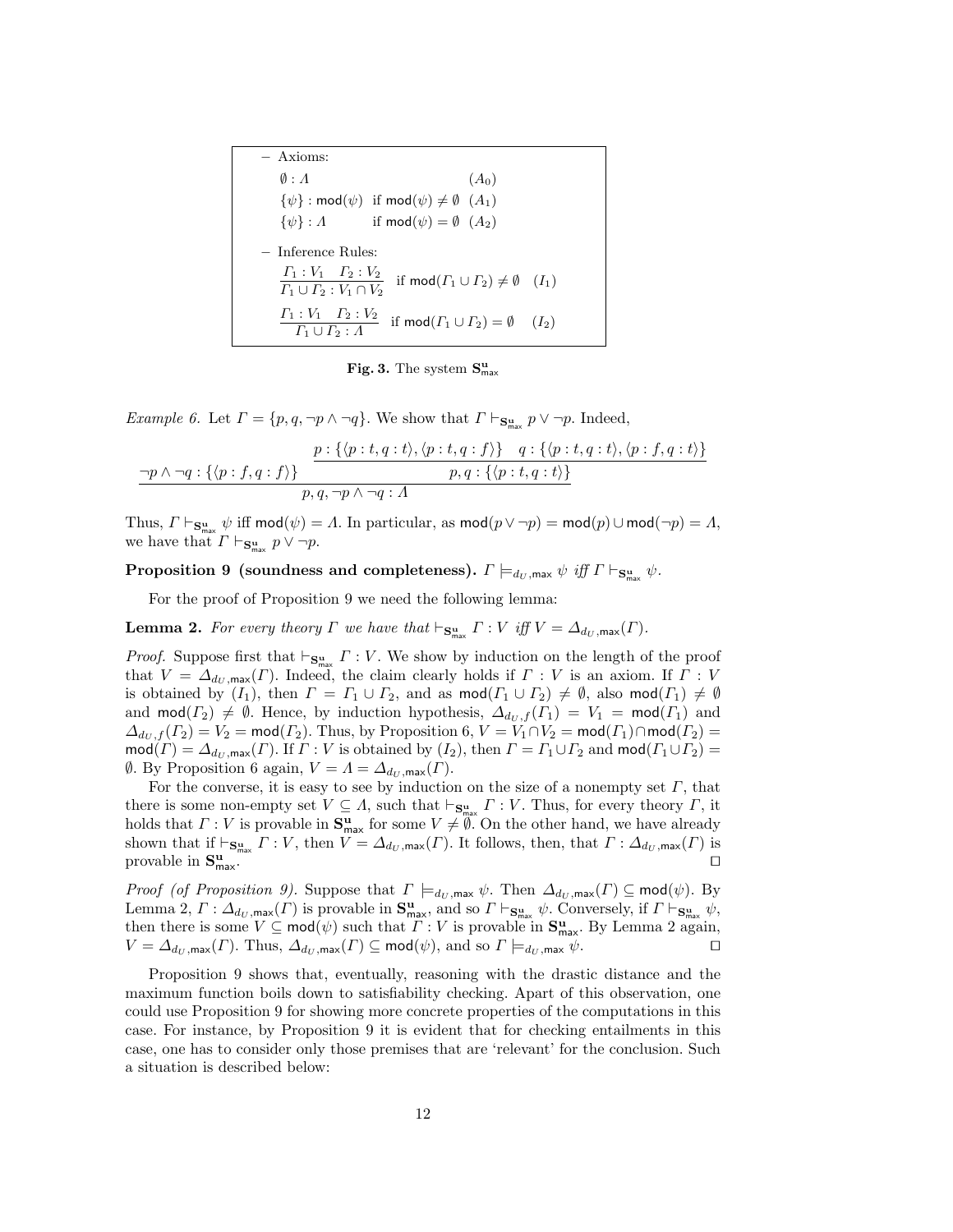– Axioms:

$$\emptyset : \Lambda \qquad (A_0)$$

$$\{\psi\} : \mathsf{mod}(\psi) \quad \text{if } \mathsf{mod}(\psi) \neq \emptyset \quad (A_1)$$

$$\{\psi\} : \Lambda \quad \text{if } \mathsf{mod}(\psi) = \emptyset \quad (A_2)$$

– Inference Rules:

$$\frac{\Gamma_1 : V_1 \quad \Gamma_2 : V_2}{\Gamma_1 \cup \Gamma_2 : V_1 \cap V_2} \quad \text{if } \mathsf{mod}(\Gamma_1 \cup \Gamma_2) \neq \emptyset \quad (I_1)$$

$$\frac{\Gamma_1 : V_1 \quad \Gamma_2 : V_2}{\Gamma_1 \cup \Gamma_2 : \Lambda} \quad \text{if } \mathsf{mod}(\Gamma_1 \cup \Gamma_2) = \emptyset \quad (I_2)$$

**Fig. 3.** The system $\mathbf{S}^{\mathbf{u}}_{\mathsf{max}}$

*Example 6.* Let $\Gamma = \{p, q, \neg p \wedge \neg q\}$. We show that $\Gamma \vdash_{\mathbf{S}^{\mathbf{u}}_{\mathsf{max}}} p \vee \neg p$. Indeed,

$$\frac{\neg p \wedge \neg q : \{\langle p : f, q : f\rangle\} \qquad \dfrac{p : \{\langle p : t, q : t\rangle, \langle p : t, q : f\rangle\} \quad q : \{\langle p : t, q : t\rangle, \langle p : f, q : t\rangle\}}{p, q : \{\langle p : t, q : t\rangle\}}}{p, q, \neg p \wedge \neg q : \Lambda}$$

Thus, $\Gamma \vdash_{\mathbf{S}^{\mathbf{u}}_{\mathsf{max}}} \psi$ iff $\mathsf{mod}(\psi) = \Lambda$. In particular, as $\mathsf{mod}(p \vee \neg p) = \mathsf{mod}(p) \cup \mathsf{mod}(\neg p) = \Lambda$, we have that $\Gamma \vdash_{\mathbf{S}^{\mathbf{u}}_{\mathsf{max}}} p \vee \neg p$.

**Proposition 9 (soundness and completeness).** *$\Gamma \models_{d_U,\mathsf{max}} \psi$ iff $\Gamma \vdash_{\mathbf{S}^{\mathbf{u}}_{\mathsf{max}}} \psi$.*

For the proof of Proposition 9 we need the following lemma:

**Lemma 2.** *For every theory $\Gamma$ we have that $\vdash_{\mathbf{S}^{\mathbf{u}}_{\mathsf{max}}} \Gamma : V$ iff $V = \Delta_{d_U,\mathsf{max}}(\Gamma)$.*

*Proof.* Suppose first that $\vdash_{\mathbf{S}^{\mathbf{u}}_{\mathsf{max}}} \Gamma : V$. We show by induction on the length of the proof that $V = \Delta_{d_U,\mathsf{max}}(\Gamma)$. Indeed, the claim clearly holds if $\Gamma : V$ is an axiom. If $\Gamma : V$ is obtained by $(I_1)$, then $\Gamma = \Gamma_1 \cup \Gamma_2$, and as $\mathsf{mod}(\Gamma_1 \cup \Gamma_2) \neq \emptyset$, also $\mathsf{mod}(\Gamma_1) \neq \emptyset$ and $\mathsf{mod}(\Gamma_2) \neq \emptyset$. Hence, by induction hypothesis, $\Delta_{d_U,f}(\Gamma_1) = V_1 = \mathsf{mod}(\Gamma_1)$ and $\Delta_{d_U,f}(\Gamma_2) = V_2 = \mathsf{mod}(\Gamma_2)$. Thus, by Proposition 6, $V = V_1 \cap V_2 = \mathsf{mod}(\Gamma_1) \cap \mathsf{mod}(\Gamma_2) = \mathsf{mod}(\Gamma) = \Delta_{d_U,\mathsf{max}}(\Gamma)$. If $\Gamma : V$ is obtained by $(I_2)$, then $\Gamma = \Gamma_1 \cup \Gamma_2$ and $\mathsf{mod}(\Gamma_1 \cup \Gamma_2) = \emptyset$. By Proposition 6 again, $V = \Lambda = \Delta_{d_U,\mathsf{max}}(\Gamma)$.

For the converse, it is easy to see by induction on the size of a nonempty set $\Gamma$, that there is some non-empty set $V \subseteq \Lambda$, such that $\vdash_{\mathbf{S}^{\mathbf{u}}_{\mathsf{max}}} \Gamma : V$. Thus, for every theory $\Gamma$, it holds that $\Gamma : V$ is provable in $\mathbf{S}^{\mathbf{u}}_{\mathsf{max}}$ for some $V \neq \emptyset$. On the other hand, we have already shown that if $\vdash_{\mathbf{S}^{\mathbf{u}}_{\mathsf{max}}} \Gamma : V$, then $V = \Delta_{d_U,\mathsf{max}}(\Gamma)$. It follows, then, that $\Gamma : \Delta_{d_U,\mathsf{max}}(\Gamma)$ is provable in $\mathbf{S}^{\mathbf{u}}_{\mathsf{max}}$. ◻

*Proof (of Proposition 9).* Suppose that $\Gamma \models_{d_U,\mathsf{max}} \psi$. Then $\Delta_{d_U,\mathsf{max}}(\Gamma) \subseteq \mathsf{mod}(\psi)$. By Lemma 2, $\Gamma : \Delta_{d_U,\mathsf{max}}(\Gamma)$ is provable in $\mathbf{S}^{\mathbf{u}}_{\mathsf{max}}$, and so $\Gamma \vdash_{\mathbf{S}^{\mathbf{u}}_{\mathsf{max}}} \psi$. Conversely, if $\Gamma \vdash_{\mathbf{S}^{\mathbf{u}}_{\mathsf{max}}} \psi$, then there is some $V \subseteq \mathsf{mod}(\psi)$ such that $\Gamma : V$ is provable in $\mathbf{S}^{\mathbf{u}}_{\mathsf{max}}$. By Lemma 2 again, $V = \Delta_{d_U,\mathsf{max}}(\Gamma)$. Thus, $\Delta_{d_U,\mathsf{max}}(\Gamma) \subseteq \mathsf{mod}(\psi)$, and so $\Gamma \models_{d_U,\mathsf{max}} \psi$. ◻

Proposition 9 shows that, eventually, reasoning with the drastic distance and the maximum function boils down to satisfiability checking. Apart of this observation, one could use Proposition 9 for showing more concrete properties of the computations in this case. For instance, by Proposition 9 it is evident that for checking entailments in this case, one has to consider only those premises that are 'relevant' for the conclusion. Such a situation is described below: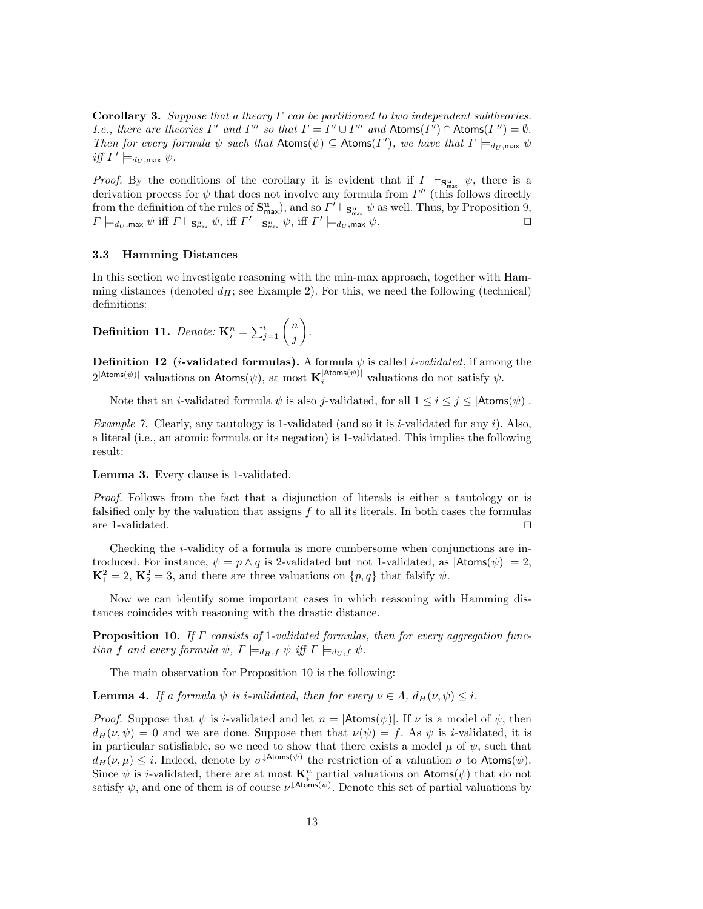**Corollary 3.** *Suppose that a theory $\Gamma$ can be partitioned to two independent subtheories. I.e., there are theories $\Gamma'$ and $\Gamma''$ so that $\Gamma = \Gamma' \cup \Gamma''$ and $\mathsf{Atoms}(\Gamma') \cap \mathsf{Atoms}(\Gamma'') = \emptyset$. Then for every formula $\psi$ such that $\mathsf{Atoms}(\psi) \subseteq \mathsf{Atoms}(\Gamma')$, we have that $\Gamma \models_{d_U,\mathsf{max}} \psi$ iff $\Gamma' \models_{d_U,\mathsf{max}} \psi$.*

*Proof.* By the conditions of the corollary it is evident that if $\Gamma \vdash_{\mathbf{S}^{\mathbf{u}}_{\mathsf{max}}} \psi$, there is a derivation process for $\psi$ that does not involve any formula from $\Gamma''$ (this follows directly from the definition of the rules of $\mathbf{S}^{\mathbf{u}}_{\mathsf{max}}$), and so $\Gamma' \vdash_{\mathbf{S}^{\mathbf{u}}_{\mathsf{max}}} \psi$ as well. Thus, by Proposition 9, $\Gamma \models_{d_U,\mathsf{max}} \psi$ iff $\Gamma \vdash_{\mathbf{S}^{\mathbf{u}}_{\mathsf{max}}} \psi$, iff $\Gamma' \vdash_{\mathbf{S}^{\mathbf{u}}_{\mathsf{max}}} \psi$, iff $\Gamma' \models_{d_U,\mathsf{max}} \psi$. ◻

### 3.3 Hamming Distances

In this section we investigate reasoning with the min-max approach, together with Hamming distances (denoted $d_H$; see Example 2). For this, we need the following (technical) definitions:

**Definition 11.** *Denote:* $\mathbf{K}^n_i = \sum_{j=1}^{i} \binom{n}{j}$.

**Definition 12 ($i$-validated formulas).** A formula $\psi$ is called *$i$-validated*, if among the $2^{|\mathsf{Atoms}(\psi)|}$ valuations on $\mathsf{Atoms}(\psi)$, at most $\mathbf{K}^{|\mathsf{Atoms}(\psi)|}_i$ valuations do not satisfy $\psi$.

Note that an $i$-validated formula $\psi$ is also $j$-validated, for all $1 \leq i \leq j \leq |\mathsf{Atoms}(\psi)|$.

*Example 7.* Clearly, any tautology is 1-validated (and so it is $i$-validated for any $i$). Also, a literal (i.e., an atomic formula or its negation) is 1-validated. This implies the following result:

**Lemma 3.** Every clause is 1-validated.

*Proof.* Follows from the fact that a disjunction of literals is either a tautology or is falsified only by the valuation that assigns $f$ to all its literals. In both cases the formulas are 1-validated. ◻

Checking the $i$-validity of a formula is more cumbersome when conjunctions are introduced. For instance, $\psi = p \wedge q$ is 2-validated but not 1-validated, as $|\mathsf{Atoms}(\psi)| = 2$, $\mathbf{K}^2_1 = 2$, $\mathbf{K}^2_2 = 3$, and there are three valuations on $\{p, q\}$ that falsify $\psi$.

Now we can identify some important cases in which reasoning with Hamming distances coincides with reasoning with the drastic distance.

**Proposition 10.** *If $\Gamma$ consists of 1-validated formulas, then for every aggregation function $f$ and every formula $\psi$, $\Gamma \models_{d_H,f} \psi$ iff $\Gamma \models_{d_U,f} \psi$.*

The main observation for Proposition 10 is the following:

**Lemma 4.** *If a formula $\psi$ is $i$-validated, then for every $\nu \in \Lambda$, $d_H(\nu, \psi) \leq i$.*

*Proof.* Suppose that $\psi$ is $i$-validated and let $n = |\mathsf{Atoms}(\psi)|$. If $\nu$ is a model of $\psi$, then $d_H(\nu, \psi) = 0$ and we are done. Suppose then that $\nu(\psi) = f$. As $\psi$ is $i$-validated, it is in particular satisfiable, so we need to show that there exists a model $\mu$ of $\psi$, such that $d_H(\nu, \mu) \leq i$. Indeed, denote by $\sigma^{\downarrow \mathsf{Atoms}(\psi)}$ the restriction of a valuation $\sigma$ to $\mathsf{Atoms}(\psi)$. Since $\psi$ is $i$-validated, there are at most $\mathbf{K}^n_i$ partial valuations on $\mathsf{Atoms}(\psi)$ that do not satisfy $\psi$, and one of them is of course $\nu^{\downarrow \mathsf{Atoms}(\psi)}$. Denote this set of partial valuations by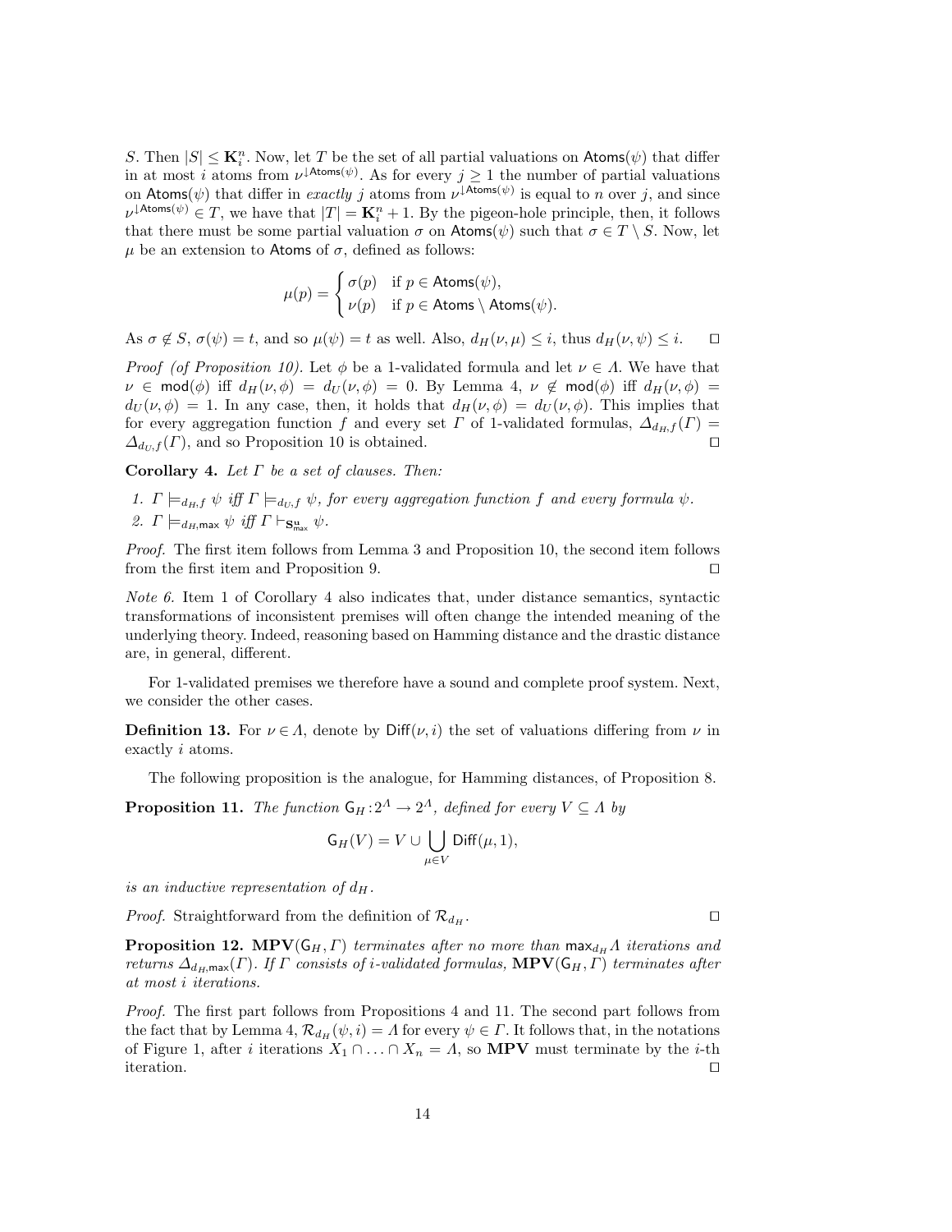$S$. Then $|S| \leq \mathbf{K}_i^n$. Now, let $T$ be the set of all partial valuations on $\mathsf{Atoms}(\psi)$ that differ in at most $i$ atoms from $\nu^{\downarrow \mathsf{Atoms}(\psi)}$. As for every $j \geq 1$ the number of partial valuations on $\mathsf{Atoms}(\psi)$ that differ in *exactly* $j$ atoms from $\nu^{\downarrow \mathsf{Atoms}(\psi)}$ is equal to $n$ over $j$, and since $\nu^{\downarrow \mathsf{Atoms}(\psi)} \in T$, we have that $|T| = \mathbf{K}_i^n + 1$. By the pigeon-hole principle, then, it follows that there must be some partial valuation $\sigma$ on $\mathsf{Atoms}(\psi)$ such that $\sigma \in T \setminus S$. Now, let $\mu$ be an extension to $\mathsf{Atoms}$ of $\sigma$, defined as follows:

$$\mu(p) = \begin{cases} \sigma(p) & \text{if } p \in \mathsf{Atoms}(\psi), \\ \nu(p) & \text{if } p \in \mathsf{Atoms} \setminus \mathsf{Atoms}(\psi). \end{cases}$$

As $\sigma \notin S$, $\sigma(\psi) = t$, and so $\mu(\psi) = t$ as well. Also, $d_H(\nu, \mu) \leq i$, thus $d_H(\nu, \psi) \leq i$. ◻

*Proof (of Proposition 10).* Let $\phi$ be a 1-validated formula and let $\nu \in \Lambda$. We have that $\nu \in \mathsf{mod}(\phi)$ iff $d_H(\nu, \phi) = d_U(\nu, \phi) = 0$. By Lemma 4, $\nu \notin \mathsf{mod}(\phi)$ iff $d_H(\nu, \phi) = d_U(\nu, \phi) = 1$. In any case, then, it holds that $d_H(\nu, \phi) = d_U(\nu, \phi)$. This implies that for every aggregation function $f$ and every set $\Gamma$ of 1-validated formulas, $\Delta_{d_H, f}(\Gamma) = \Delta_{d_U, f}(\Gamma)$, and so Proposition 10 is obtained. ◻

**Corollary 4.** *Let $\Gamma$ be a set of clauses. Then:*

1. *$\Gamma \models_{d_H, f} \psi$ iff $\Gamma \models_{d_U, f} \psi$, for every aggregation function $f$ and every formula $\psi$.*
2. *$\Gamma \models_{d_H, \mathsf{max}} \psi$ iff $\Gamma \vdash_{\mathbf{S}^{\mathbf{u}}_{\mathsf{max}}} \psi$.*

*Proof.* The first item follows from Lemma 3 and Proposition 10, the second item follows from the first item and Proposition 9. ◻

*Note 6.* Item 1 of Corollary 4 also indicates that, under distance semantics, syntactic transformations of inconsistent premises will often change the intended meaning of the underlying theory. Indeed, reasoning based on Hamming distance and the drastic distance are, in general, different.

For 1-validated premises we therefore have a sound and complete proof system. Next, we consider the other cases.

**Definition 13.** For $\nu \in \Lambda$, denote by $\mathsf{Diff}(\nu, i)$ the set of valuations differing from $\nu$ in exactly $i$ atoms.

The following proposition is the analogue, for Hamming distances, of Proposition 8.

**Proposition 11.** *The function $\mathsf{G}_H : 2^\Lambda \to 2^\Lambda$, defined for every $V \subseteq \Lambda$ by*

$$\mathsf{G}_H(V) = V \cup \bigcup_{\mu \in V} \mathsf{Diff}(\mu, 1),$$

*is an inductive representation of $d_H$.*

*Proof.* Straightforward from the definition of $\mathcal{R}_{d_H}$. ◻

**Proposition 12.** $\mathbf{MPV}(\mathsf{G}_H, \Gamma)$ *terminates after no more than $\mathsf{max}_{d_H} \Lambda$ iterations and returns $\Delta_{d_H, \mathsf{max}}(\Gamma)$. If $\Gamma$ consists of $i$-validated formulas,* $\mathbf{MPV}(\mathsf{G}_H, \Gamma)$ *terminates after at most $i$ iterations.*

*Proof.* The first part follows from Propositions 4 and 11. The second part follows from the fact that by Lemma 4, $\mathcal{R}_{d_H}(\psi, i) = \Lambda$ for every $\psi \in \Gamma$. It follows that, in the notations of Figure 1, after $i$ iterations $X_1 \cap \ldots \cap X_n = \Lambda$, so $\mathbf{MPV}$ must terminate by the $i$-th iteration. ◻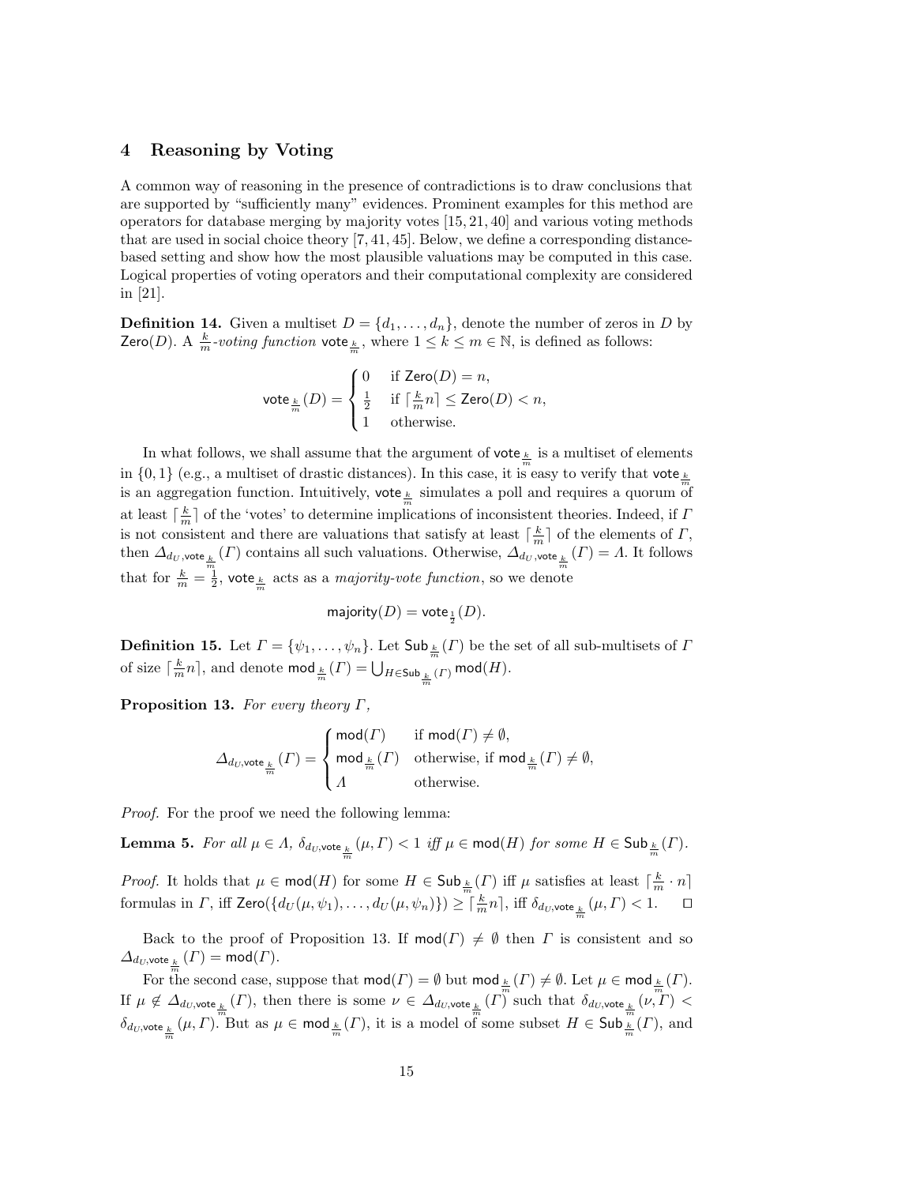## 4 Reasoning by Voting

A common way of reasoning in the presence of contradictions is to draw conclusions that are supported by "sufficiently many" evidences. Prominent examples for this method are operators for database merging by majority votes [15, 21, 40] and various voting methods that are used in social choice theory [7, 41, 45]. Below, we define a corresponding distance-based setting and show how the most plausible valuations may be computed in this case. Logical properties of voting operators and their computational complexity are considered in [21].

**Definition 14.** Given a multiset $D = \{d_1, \ldots, d_n\}$, denote the number of zeros in $D$ by $\mathsf{Zero}(D)$. A $\frac{k}{m}$*-voting function* $\mathsf{vote}_{\frac{k}{m}}$, where $1 \leq k \leq m \in \mathbb{N}$, is defined as follows:

$$\mathsf{vote}_{\frac{k}{m}}(D) = \begin{cases} 0 & \text{if } \mathsf{Zero}(D) = n, \\ \frac{1}{2} & \text{if } \lceil \frac{k}{m} n \rceil \leq \mathsf{Zero}(D) < n, \\ 1 & \text{otherwise.} \end{cases}$$

In what follows, we shall assume that the argument of $\mathsf{vote}_{\frac{k}{m}}$ is a multiset of elements in $\{0, 1\}$ (e.g., a multiset of drastic distances). In this case, it is easy to verify that $\mathsf{vote}_{\frac{k}{m}}$ is an aggregation function. Intuitively, $\mathsf{vote}_{\frac{k}{m}}$ simulates a poll and requires a quorum of at least $\lceil \frac{k}{m} \rceil$ of the 'votes' to determine implications of inconsistent theories. Indeed, if $\Gamma$ is not consistent and there are valuations that satisfy at least $\lceil \frac{k}{m} \rceil$ of the elements of $\Gamma$, then $\Delta_{d_U, \mathsf{vote}_{\frac{k}{m}}}(\Gamma)$ contains all such valuations. Otherwise, $\Delta_{d_U, \mathsf{vote}_{\frac{k}{m}}}(\Gamma) = \Lambda$. It follows that for $\frac{k}{m} = \frac{1}{2}$, $\mathsf{vote}_{\frac{k}{m}}$ acts as a *majority-vote function*, so we denote

$$\mathsf{majority}(D) = \mathsf{vote}_{\frac{1}{2}}(D).$$

**Definition 15.** Let $\Gamma = \{\psi_1, \ldots, \psi_n\}$. Let $\mathsf{Sub}_{\frac{k}{m}}(\Gamma)$ be the set of all sub-multisets of $\Gamma$ of size $\lceil \frac{k}{m} n \rceil$, and denote $\mathsf{mod}_{\frac{k}{m}}(\Gamma) = \bigcup_{H \in \mathsf{Sub}_{\frac{k}{m}}(\Gamma)} \mathsf{mod}(H)$.

**Proposition 13.** *For every theory* $\Gamma$*,*

$$\Delta_{d_U, \mathsf{vote}_{\frac{k}{m}}}(\Gamma) = \begin{cases} \mathsf{mod}(\Gamma) & \text{if } \mathsf{mod}(\Gamma) \neq \emptyset, \\ \mathsf{mod}_{\frac{k}{m}}(\Gamma) & \text{otherwise, if } \mathsf{mod}_{\frac{k}{m}}(\Gamma) \neq \emptyset, \\ \Lambda & \text{otherwise.} \end{cases}$$

*Proof.* For the proof we need the following lemma:

**Lemma 5.** *For all* $\mu \in \Lambda$, $\delta_{d_U, \mathsf{vote}_{\frac{k}{m}}}(\mu, \Gamma) < 1$ *iff* $\mu \in \mathsf{mod}(H)$ *for some* $H \in \mathsf{Sub}_{\frac{k}{m}}(\Gamma)$.

*Proof.* It holds that $\mu \in \mathsf{mod}(H)$ for some $H \in \mathsf{Sub}_{\frac{k}{m}}(\Gamma)$ iff $\mu$ satisfies at least $\lceil \frac{k}{m} \cdot n \rceil$ formulas in $\Gamma$, iff $\mathsf{Zero}(\{d_U(\mu, \psi_1), \ldots, d_U(\mu, \psi_n)\}) \geq \lceil \frac{k}{m} n \rceil$, iff $\delta_{d_U, \mathsf{vote}_{\frac{k}{m}}}(\mu, \Gamma) < 1$. $\square$

Back to the proof of Proposition 13. If $\mathsf{mod}(\Gamma) \neq \emptyset$ then $\Gamma$ is consistent and so $\Delta_{d_U, \mathsf{vote}_{\frac{k}{m}}}(\Gamma) = \mathsf{mod}(\Gamma)$.

For the second case, suppose that $\mathsf{mod}(\Gamma) = \emptyset$ but $\mathsf{mod}_{\frac{k}{m}}(\Gamma) \neq \emptyset$. Let $\mu \in \mathsf{mod}_{\frac{k}{m}}(\Gamma)$. If $\mu \notin \Delta_{d_U, \mathsf{vote}_{\frac{k}{m}}}(\Gamma)$, then there is some $\nu \in \Delta_{d_U, \mathsf{vote}_{\frac{k}{m}}}(\Gamma)$ such that $\delta_{d_U, \mathsf{vote}_{\frac{k}{m}}}(\nu, \Gamma) < \delta_{d_U, \mathsf{vote}_{\frac{k}{m}}}(\mu, \Gamma)$. But as $\mu \in \mathsf{mod}_{\frac{k}{m}}(\Gamma)$, it is a model of some subset $H \in \mathsf{Sub}_{\frac{k}{m}}(\Gamma)$, and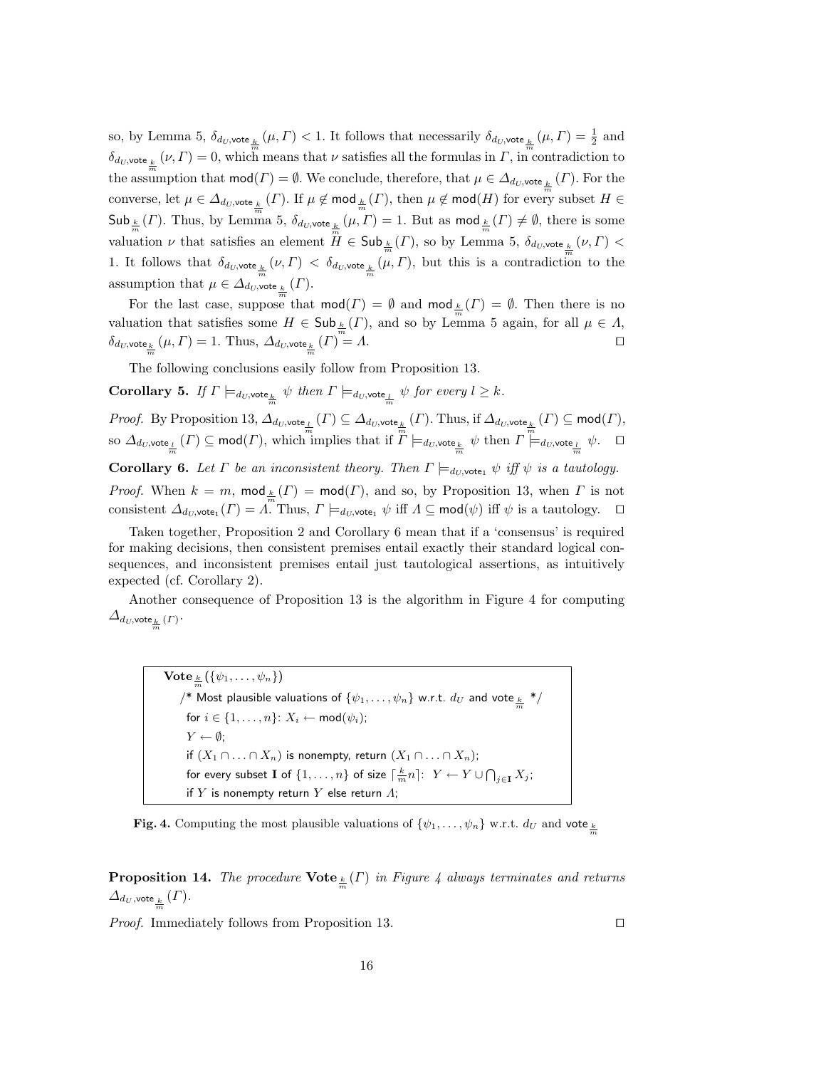so, by Lemma 5, $\delta_{d_U,\mathsf{vote}_{\frac{k}{m}}}(\mu,\Gamma) < 1$. It follows that necessarily $\delta_{d_U,\mathsf{vote}_{\frac{k}{m}}}(\mu,\Gamma) = \frac{1}{2}$ and $\delta_{d_U,\mathsf{vote}_{\frac{k}{m}}}(\nu,\Gamma) = 0$, which means that $\nu$ satisfies all the formulas in $\Gamma$, in contradiction to the assumption that $\mathsf{mod}(\Gamma) = \emptyset$. We conclude, therefore, that $\mu \in \Delta_{d_U,\mathsf{vote}_{\frac{k}{m}}}(\Gamma)$. For the converse, let $\mu \in \Delta_{d_U,\mathsf{vote}_{\frac{k}{m}}}(\Gamma)$. If $\mu \notin \mathsf{mod}_{\frac{k}{m}}(\Gamma)$, then $\mu \notin \mathsf{mod}(H)$ for every subset $H \in \mathsf{Sub}_{\frac{k}{m}}(\Gamma)$. Thus, by Lemma 5, $\delta_{d_U,\mathsf{vote}_{\frac{k}{m}}}(\mu,\Gamma) = 1$. But as $\mathsf{mod}_{\frac{k}{m}}(\Gamma) \neq \emptyset$, there is some valuation $\nu$ that satisfies an element $H \in \mathsf{Sub}_{\frac{k}{m}}(\Gamma)$, so by Lemma 5, $\delta_{d_U,\mathsf{vote}_{\frac{k}{m}}}(\nu,\Gamma) < 1$. It follows that $\delta_{d_U,\mathsf{vote}_{\frac{k}{m}}}(\nu,\Gamma) < \delta_{d_U,\mathsf{vote}_{\frac{k}{m}}}(\mu,\Gamma)$, but this is a contradiction to the assumption that $\mu \in \Delta_{d_U,\mathsf{vote}_{\frac{k}{m}}}(\Gamma)$.

For the last case, suppose that $\mathsf{mod}(\Gamma) = \emptyset$ and $\mathsf{mod}_{\frac{k}{m}}(\Gamma) = \emptyset$. Then there is no valuation that satisfies some $H \in \mathsf{Sub}_{\frac{k}{m}}(\Gamma)$, and so by Lemma 5 again, for all $\mu \in \Lambda$, $\delta_{d_U,\mathsf{vote}_{\frac{k}{m}}}(\mu,\Gamma) = 1$. Thus, $\Delta_{d_U,\mathsf{vote}_{\frac{k}{m}}}(\Gamma) = \Lambda$. ☐

The following conclusions easily follow from Proposition 13.

**Corollary 5.** *If $\Gamma \models_{d_U,\mathsf{vote}_{\frac{k}{m}}} \psi$ then $\Gamma \models_{d_U,\mathsf{vote}_{\frac{l}{m}}} \psi$ for every $l \geq k$.*

*Proof.* By Proposition 13, $\Delta_{d_U,\mathsf{vote}_{\frac{l}{m}}}(\Gamma) \subseteq \Delta_{d_U,\mathsf{vote}_{\frac{k}{m}}}(\Gamma)$. Thus, if $\Delta_{d_U,\mathsf{vote}_{\frac{k}{m}}}(\Gamma) \subseteq \mathsf{mod}(\Gamma)$, so $\Delta_{d_U,\mathsf{vote}_{\frac{l}{m}}}(\Gamma) \subseteq \mathsf{mod}(\Gamma)$, which implies that if $\Gamma \models_{d_U,\mathsf{vote}_{\frac{k}{m}}} \psi$ then $\Gamma \models_{d_U,\mathsf{vote}_{\frac{l}{m}}} \psi$. ☐

**Corollary 6.** *Let $\Gamma$ be an inconsistent theory. Then $\Gamma \models_{d_U,\mathsf{vote}_1} \psi$ iff $\psi$ is a tautology.*

*Proof.* When $k = m$, $\mathsf{mod}_{\frac{k}{m}}(\Gamma) = \mathsf{mod}(\Gamma)$, and so, by Proposition 13, when $\Gamma$ is not consistent $\Delta_{d_U,\mathsf{vote}_1}(\Gamma) = \Lambda$. Thus, $\Gamma \models_{d_U,\mathsf{vote}_1} \psi$ iff $\Lambda \subseteq \mathsf{mod}(\psi)$ iff $\psi$ is a tautology. ☐

Taken together, Proposition 2 and Corollary 6 mean that if a 'consensus' is required for making decisions, then consistent premises entail exactly their standard logical consequences, and inconsistent premises entail just tautological assertions, as intuitively expected (cf. Corollary 2).

Another consequence of Proposition 13 is the algorithm in Figure 4 for computing $\Delta_{d_U,\mathsf{vote}_{\frac{k}{m}}(\Gamma)}$.

```
Vote_{k/m}({ψ1, ..., ψn})
  /* Most plausible valuations of {ψ1, ..., ψn} w.r.t. d_U and vote_{k/m} */
  for i ∈ {1, ..., n}: X_i ← mod(ψ_i);
  Y ← ∅;
  if (X_1 ∩ ... ∩ X_n) is nonempty, return (X_1 ∩ ... ∩ X_n);
  for every subset I of {1, ..., n} of size ⌈(k/m)n⌉:  Y ← Y ∪ ⋂_{j∈I} X_j;
  if Y is nonempty return Y else return Λ;
```

**Fig. 4.** Computing the most plausible valuations of $\{\psi_1,\ldots,\psi_n\}$ w.r.t. $d_U$ and $\mathsf{vote}_{\frac{k}{m}}$

**Proposition 14.** *The procedure $\mathbf{Vote}_{\frac{k}{m}}(\Gamma)$ in Figure 4 always terminates and returns $\Delta_{d_U,\mathsf{vote}_{\frac{k}{m}}}(\Gamma)$.*

*Proof.* Immediately follows from Proposition 13. ☐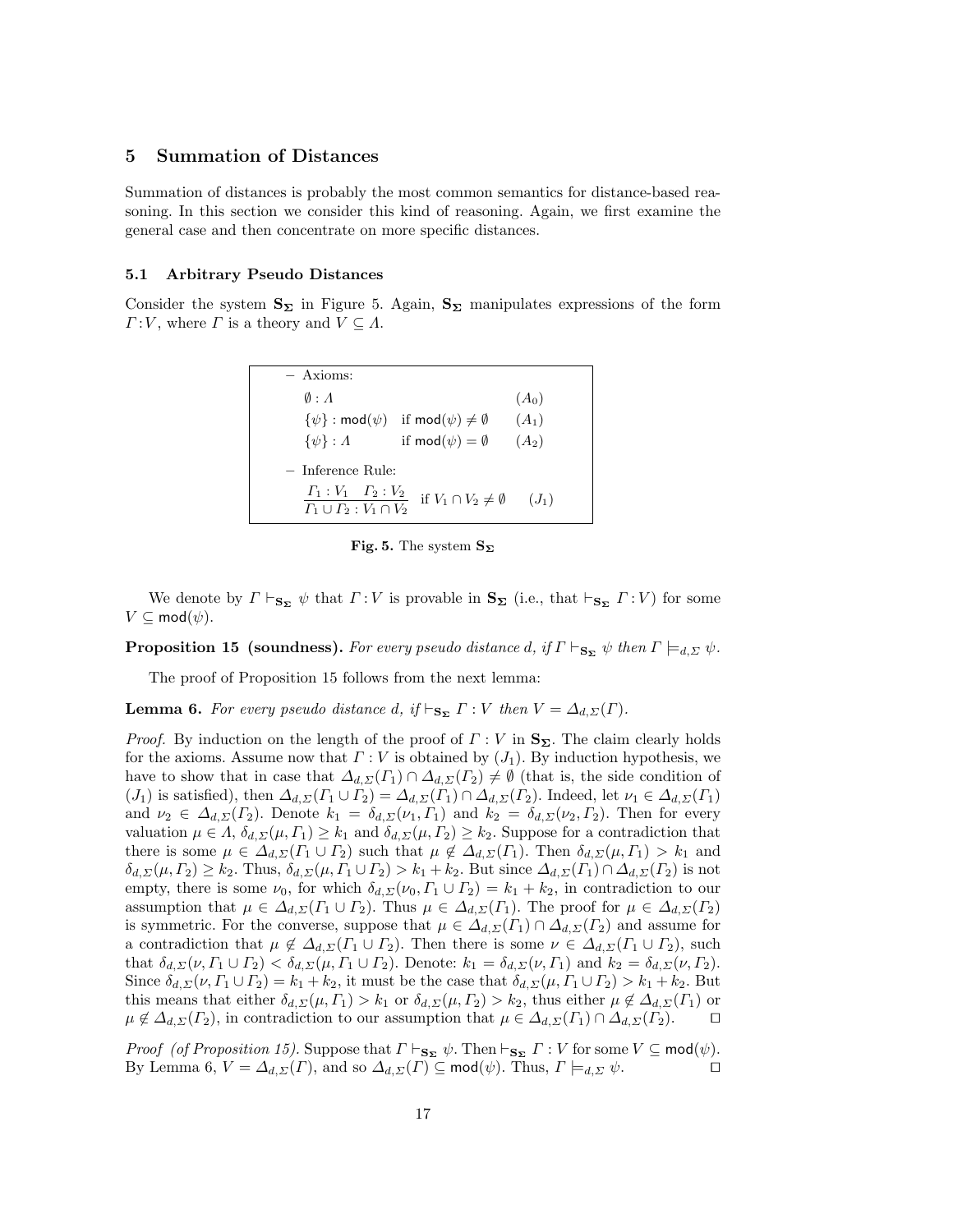## 5 Summation of Distances

Summation of distances is probably the most common semantics for distance-based reasoning. In this section we consider this kind of reasoning. Again, we first examine the general case and then concentrate on more specific distances.

### 5.1 Arbitrary Pseudo Distances

Consider the system $\mathbf{S_\Sigma}$ in Figure 5. Again, $\mathbf{S_\Sigma}$ manipulates expressions of the form $\Gamma : V$, where $\Gamma$ is a theory and $V \subseteq \Lambda$.

– Axioms:

| | | |
|---|---|---|
| $\emptyset : \Lambda$ | | $(A_0)$ |
| $\{\psi\} : \mathsf{mod}(\psi)$ | if $\mathsf{mod}(\psi) \neq \emptyset$ | $(A_1)$ |
| $\{\psi\} : \Lambda$ | if $\mathsf{mod}(\psi) = \emptyset$ | $(A_2)$ |

– Inference Rule:

$$\frac{\Gamma_1 : V_1 \quad \Gamma_2 : V_2}{\Gamma_1 \cup \Gamma_2 : V_1 \cap V_2} \quad \text{if } V_1 \cap V_2 \neq \emptyset \qquad (J_1)$$

**Fig. 5.** The system $\mathbf{S_\Sigma}$

We denote by $\Gamma \vdash_{\mathbf{S_\Sigma}} \psi$ that $\Gamma : V$ is provable in $\mathbf{S_\Sigma}$ (i.e., that $\vdash_{\mathbf{S_\Sigma}} \Gamma : V$) for some $V \subseteq \mathsf{mod}(\psi)$.

**Proposition 15 (soundness).** *For every pseudo distance d, if $\Gamma \vdash_{\mathbf{S_\Sigma}} \psi$ then $\Gamma \models_{d,\Sigma} \psi$.*

The proof of Proposition 15 follows from the next lemma:

**Lemma 6.** *For every pseudo distance d, if $\vdash_{\mathbf{S_\Sigma}} \Gamma : V$ then $V = \Delta_{d,\Sigma}(\Gamma)$.*

*Proof.* By induction on the length of the proof of $\Gamma : V$ in $\mathbf{S_\Sigma}$. The claim clearly holds for the axioms. Assume now that $\Gamma : V$ is obtained by $(J_1)$. By induction hypothesis, we have to show that in case that $\Delta_{d,\Sigma}(\Gamma_1) \cap \Delta_{d,\Sigma}(\Gamma_2) \neq \emptyset$ (that is, the side condition of $(J_1)$ is satisfied), then $\Delta_{d,\Sigma}(\Gamma_1 \cup \Gamma_2) = \Delta_{d,\Sigma}(\Gamma_1) \cap \Delta_{d,\Sigma}(\Gamma_2)$. Indeed, let $\nu_1 \in \Delta_{d,\Sigma}(\Gamma_1)$ and $\nu_2 \in \Delta_{d,\Sigma}(\Gamma_2)$. Denote $k_1 = \delta_{d,\Sigma}(\nu_1, \Gamma_1)$ and $k_2 = \delta_{d,\Sigma}(\nu_2, \Gamma_2)$. Then for every valuation $\mu \in \Lambda$, $\delta_{d,\Sigma}(\mu, \Gamma_1) \geq k_1$ and $\delta_{d,\Sigma}(\mu, \Gamma_2) \geq k_2$. Suppose for a contradiction that there is some $\mu \in \Delta_{d,\Sigma}(\Gamma_1 \cup \Gamma_2)$ such that $\mu \notin \Delta_{d,\Sigma}(\Gamma_1)$. Then $\delta_{d,\Sigma}(\mu, \Gamma_1) > k_1$ and $\delta_{d,\Sigma}(\mu, \Gamma_2) \geq k_2$. Thus, $\delta_{d,\Sigma}(\mu, \Gamma_1 \cup \Gamma_2) > k_1 + k_2$. But since $\Delta_{d,\Sigma}(\Gamma_1) \cap \Delta_{d,\Sigma}(\Gamma_2)$ is not empty, there is some $\nu_0$, for which $\delta_{d,\Sigma}(\nu_0, \Gamma_1 \cup \Gamma_2) = k_1 + k_2$, in contradiction to our assumption that $\mu \in \Delta_{d,\Sigma}(\Gamma_1 \cup \Gamma_2)$. Thus $\mu \in \Delta_{d,\Sigma}(\Gamma_1)$. The proof for $\mu \in \Delta_{d,\Sigma}(\Gamma_2)$ is symmetric. For the converse, suppose that $\mu \in \Delta_{d,\Sigma}(\Gamma_1) \cap \Delta_{d,\Sigma}(\Gamma_2)$ and assume for a contradiction that $\mu \notin \Delta_{d,\Sigma}(\Gamma_1 \cup \Gamma_2)$. Then there is some $\nu \in \Delta_{d,\Sigma}(\Gamma_1 \cup \Gamma_2)$, such that $\delta_{d,\Sigma}(\nu, \Gamma_1 \cup \Gamma_2) < \delta_{d,\Sigma}(\mu, \Gamma_1 \cup \Gamma_2)$. Denote: $k_1 = \delta_{d,\Sigma}(\nu, \Gamma_1)$ and $k_2 = \delta_{d,\Sigma}(\nu, \Gamma_2)$. Since $\delta_{d,\Sigma}(\nu, \Gamma_1 \cup \Gamma_2) = k_1 + k_2$, it must be the case that $\delta_{d,\Sigma}(\mu, \Gamma_1 \cup \Gamma_2) > k_1 + k_2$. But this means that either $\delta_{d,\Sigma}(\mu, \Gamma_1) > k_1$ or $\delta_{d,\Sigma}(\mu, \Gamma_2) > k_2$, thus either $\mu \notin \Delta_{d,\Sigma}(\Gamma_1)$ or $\mu \notin \Delta_{d,\Sigma}(\Gamma_2)$, in contradiction to our assumption that $\mu \in \Delta_{d,\Sigma}(\Gamma_1) \cap \Delta_{d,\Sigma}(\Gamma_2)$. ⊓⊔

*Proof (of Proposition 15).* Suppose that $\Gamma \vdash_{\mathbf{S_\Sigma}} \psi$. Then $\vdash_{\mathbf{S_\Sigma}} \Gamma : V$ for some $V \subseteq \mathsf{mod}(\psi)$. By Lemma 6, $V = \Delta_{d,\Sigma}(\Gamma)$, and so $\Delta_{d,\Sigma}(\Gamma) \subseteq \mathsf{mod}(\psi)$. Thus, $\Gamma \models_{d,\Sigma} \psi$. ⊓⊔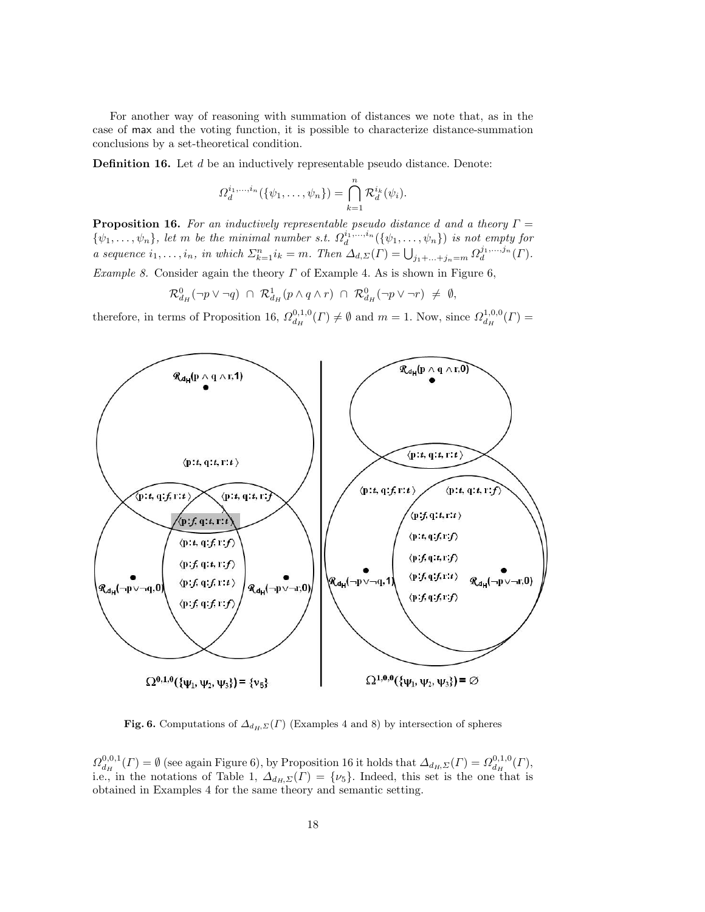For another way of reasoning with summation of distances we note that, as in the case of max and the voting function, it is possible to characterize distance-summation conclusions by a set-theoretical condition.

**Definition 16.** Let $d$ be an inductively representable pseudo distance. Denote:

$$\Omega_d^{i_1,\ldots,i_n}(\{\psi_1,\ldots,\psi_n\}) = \bigcap_{k=1}^{n} \mathcal{R}_d^{i_k}(\psi_i).$$

**Proposition 16.** *For an inductively representable pseudo distance $d$ and a theory $\Gamma = \{\psi_1,\ldots,\psi_n\}$, let $m$ be the minimal number s.t. $\Omega_d^{i_1,\ldots,i_n}(\{\psi_1,\ldots,\psi_n\})$ is not empty for a sequence $i_1,\ldots,i_n$, in which $\Sigma_{k=1}^{n} i_k = m$. Then $\Delta_{d,\Sigma}(\Gamma) = \bigcup_{j_1+\ldots+j_n=m} \Omega_d^{j_1,\ldots,j_n}(\Gamma)$.*

*Example 8.* Consider again the theory $\Gamma$ of Example 4. As is shown in Figure 6,

$$\mathcal{R}^0_{d_H}(\neg p \vee \neg q) \;\cap\; \mathcal{R}^1_{d_H}(p \wedge q \wedge r) \;\cap\; \mathcal{R}^0_{d_H}(\neg p \vee \neg r) \;\neq\; \emptyset,$$

therefore, in terms of Proposition 16, $\Omega^{0,1,0}_{d_H}(\Gamma) \neq \emptyset$ and $m = 1$. Now, since $\Omega^{1,0,0}_{d_H}(\Gamma) = \Omega^{0,0,1}_{d_H}(\Gamma) = \emptyset$ (see again Figure 6), by Proposition 16 it holds that $\Delta_{d_H,\Sigma}(\Gamma) = \Omega^{0,1,0}_{d_H}(\Gamma)$, i.e., in the notations of Table 1, $\Delta_{d_H,\Sigma}(\Gamma) = \{\nu_5\}$. Indeed, this set is the one that is obtained in Examples 4 for the same theory and semantic setting.

**Fig. 6.** Computations of $\Delta_{d_H,\Sigma}(\Gamma)$ (Examples 4 and 8) by intersection of spheres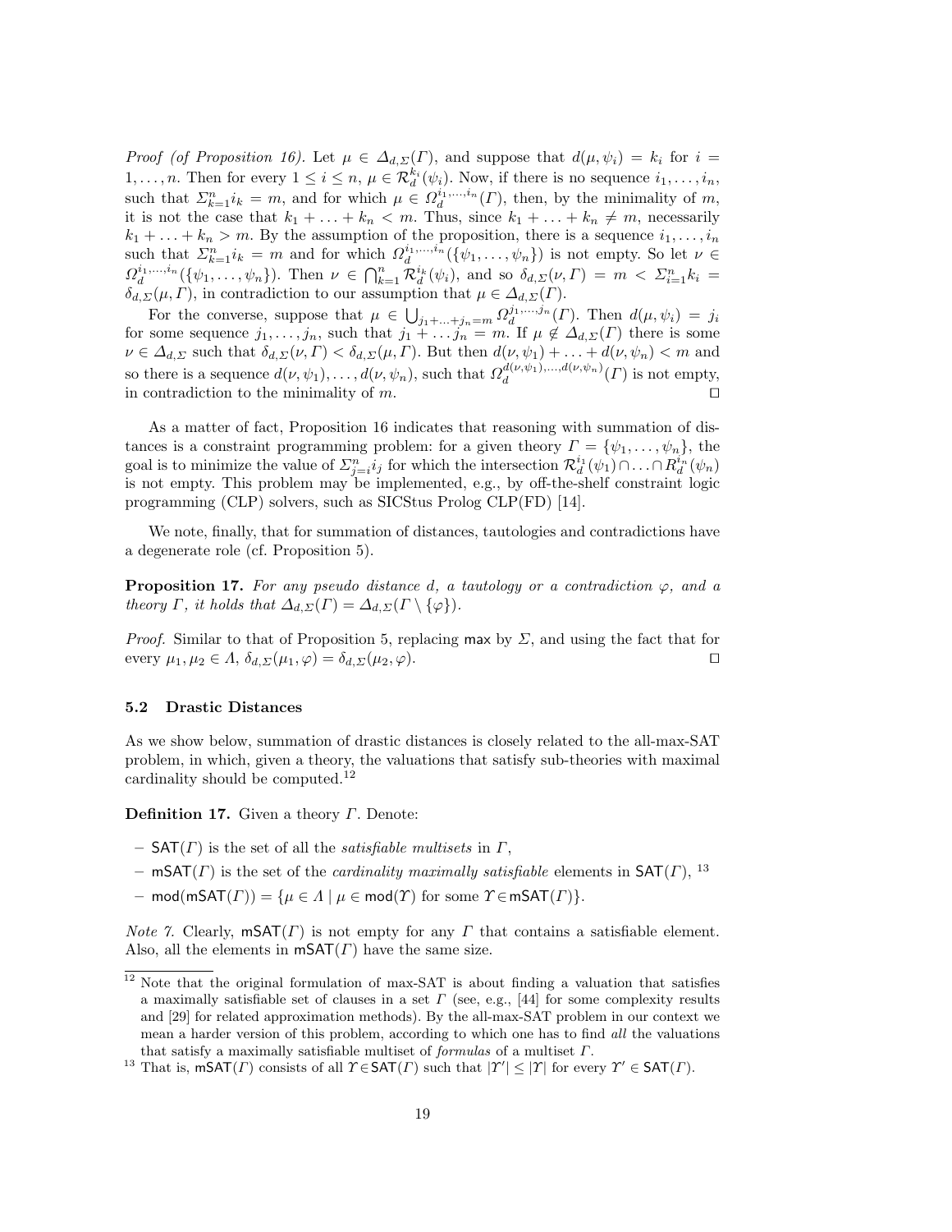*Proof (of Proposition 16).* Let $\mu \in \Delta_{d,\Sigma}(\Gamma)$, and suppose that $d(\mu, \psi_i) = k_i$ for $i = 1, \ldots, n$. Then for every $1 \leq i \leq n$, $\mu \in \mathcal{R}_d^{k_i}(\psi_i)$. Now, if there is no sequence $i_1, \ldots, i_n$, such that $\Sigma_{k=1}^n i_k = m$, and for which $\mu \in \Omega_d^{i_1,\ldots,i_n}(\Gamma)$, then, by the minimality of $m$, it is not the case that $k_1 + \ldots + k_n < m$. Thus, since $k_1 + \ldots + k_n \neq m$, necessarily $k_1 + \ldots + k_n > m$. By the assumption of the proposition, there is a sequence $i_1, \ldots, i_n$ such that $\Sigma_{k=1}^n i_k = m$ and for which $\Omega_d^{i_1,\ldots,i_n}(\{\psi_1, \ldots, \psi_n\})$ is not empty. So let $\nu \in \Omega_d^{i_1,\ldots,i_n}(\{\psi_1, \ldots, \psi_n\})$. Then $\nu \in \bigcap_{k=1}^n \mathcal{R}_d^{i_k}(\psi_i)$, and so $\delta_{d,\Sigma}(\nu, \Gamma) = m < \Sigma_{i=1}^n k_i = \delta_{d,\Sigma}(\mu, \Gamma)$, in contradiction to our assumption that $\mu \in \Delta_{d,\Sigma}(\Gamma)$.

For the converse, suppose that $\mu \in \bigcup_{j_1+\ldots+j_n=m} \Omega_d^{j_1,\ldots,j_n}(\Gamma)$. Then $d(\mu, \psi_i) = j_i$ for some sequence $j_1, \ldots, j_n$, such that $j_1 + \ldots j_n = m$. If $\mu \notin \Delta_{d,\Sigma}(\Gamma)$ there is some $\nu \in \Delta_{d,\Sigma}$ such that $\delta_{d,\Sigma}(\nu, \Gamma) < \delta_{d,\Sigma}(\mu, \Gamma)$. But then $d(\nu, \psi_1) + \ldots + d(\nu, \psi_n) < m$ and so there is a sequence $d(\nu, \psi_1), \ldots, d(\nu, \psi_n)$, such that $\Omega_d^{d(\nu,\psi_1),\ldots,d(\nu,\psi_n)}(\Gamma)$ is not empty, in contradiction to the minimality of $m$. ◻

As a matter of fact, Proposition 16 indicates that reasoning with summation of distances is a constraint programming problem: for a given theory $\Gamma = \{\psi_1, \ldots, \psi_n\}$, the goal is to minimize the value of $\Sigma_{j=i}^n i_j$ for which the intersection $\mathcal{R}_d^{i_1}(\psi_1) \cap \ldots \cap R_d^{i_n}(\psi_n)$ is not empty. This problem may be implemented, e.g., by off-the-shelf constraint logic programming (CLP) solvers, such as SICStus Prolog CLP(FD) [14].

We note, finally, that for summation of distances, tautologies and contradictions have a degenerate role (cf. Proposition 5).

**Proposition 17.** *For any pseudo distance $d$, a tautology or a contradiction $\varphi$, and a theory $\Gamma$, it holds that $\Delta_{d,\Sigma}(\Gamma) = \Delta_{d,\Sigma}(\Gamma \setminus \{\varphi\})$.*

*Proof.* Similar to that of Proposition 5, replacing $\mathsf{max}$ by $\Sigma$, and using the fact that for every $\mu_1, \mu_2 \in \Lambda$, $\delta_{d,\Sigma}(\mu_1, \varphi) = \delta_{d,\Sigma}(\mu_2, \varphi)$. ◻

### 5.2 Drastic Distances

As we show below, summation of drastic distances is closely related to the all-max-SAT problem, in which, given a theory, the valuations that satisfy sub-theories with maximal cardinality should be computed.[12]

**Definition 17.** Given a theory $\Gamma$. Denote:

- $\mathsf{SAT}(\Gamma)$ is the set of all the *satisfiable multisets* in $\Gamma$,
- $\mathsf{mSAT}(\Gamma)$ is the set of the *cardinality maximally satisfiable* elements in $\mathsf{SAT}(\Gamma)$, [13]
- $\mathsf{mod}(\mathsf{mSAT}(\Gamma)) = \{\mu \in \Lambda \mid \mu \in \mathsf{mod}(\Upsilon) \text{ for some } \Upsilon \in \mathsf{mSAT}(\Gamma)\}$.

*Note 7.* Clearly, $\mathsf{mSAT}(\Gamma)$ is not empty for any $\Gamma$ that contains a satisfiable element. Also, all the elements in $\mathsf{mSAT}(\Gamma)$ have the same size.

---

[12] Note that the original formulation of max-SAT is about finding a valuation that satisfies a maximally satisfiable set of clauses in a set $\Gamma$ (see, e.g., [44] for some complexity results and [29] for related approximation methods). By the all-max-SAT problem in our context we mean a harder version of this problem, according to which one has to find *all* the valuations that satisfy a maximally satisfiable multiset of *formulas* of a multiset $\Gamma$.

[13] That is, $\mathsf{mSAT}(\Gamma)$ consists of all $\Upsilon \in \mathsf{SAT}(\Gamma)$ such that $|\Upsilon'| \leq |\Upsilon|$ for every $\Upsilon' \in \mathsf{SAT}(\Gamma)$.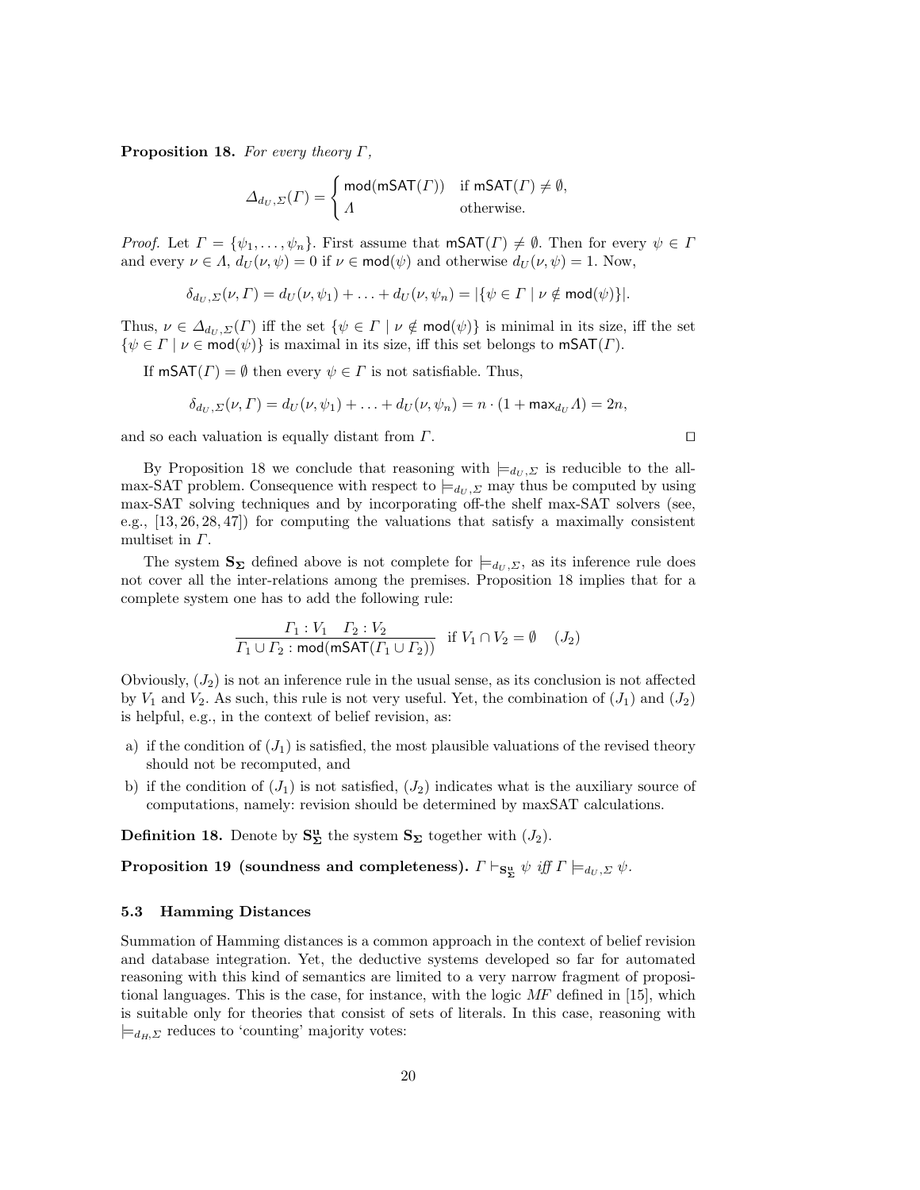**Proposition 18.** *For every theory $\Gamma$,*

$$\Delta_{d_U,\Sigma}(\Gamma) = \begin{cases} \mathsf{mod}(\mathsf{mSAT}(\Gamma)) & \text{if } \mathsf{mSAT}(\Gamma) \neq \emptyset, \\ \Lambda & \text{otherwise.} \end{cases}$$

*Proof.* Let $\Gamma = \{\psi_1, \ldots, \psi_n\}$. First assume that $\mathsf{mSAT}(\Gamma) \neq \emptyset$. Then for every $\psi \in \Gamma$ and every $\nu \in \Lambda$, $d_U(\nu, \psi) = 0$ if $\nu \in \mathsf{mod}(\psi)$ and otherwise $d_U(\nu, \psi) = 1$. Now,

$$\delta_{d_U,\Sigma}(\nu, \Gamma) = d_U(\nu, \psi_1) + \ldots + d_U(\nu, \psi_n) = |\{\psi \in \Gamma \mid \nu \notin \mathsf{mod}(\psi)\}|.$$

Thus, $\nu \in \Delta_{d_U,\Sigma}(\Gamma)$ iff the set $\{\psi \in \Gamma \mid \nu \notin \mathsf{mod}(\psi)\}$ is minimal in its size, iff the set $\{\psi \in \Gamma \mid \nu \in \mathsf{mod}(\psi)\}$ is maximal in its size, iff this set belongs to $\mathsf{mSAT}(\Gamma)$.

If $\mathsf{mSAT}(\Gamma) = \emptyset$ then every $\psi \in \Gamma$ is not satisfiable. Thus,

$$\delta_{d_U,\Sigma}(\nu, \Gamma) = d_U(\nu, \psi_1) + \ldots + d_U(\nu, \psi_n) = n \cdot (1 + \mathsf{max}_{d_U} \Lambda) = 2n,$$

and so each valuation is equally distant from $\Gamma$. ◻

By Proposition 18 we conclude that reasoning with $\models_{d_U,\Sigma}$ is reducible to the all-max-SAT problem. Consequence with respect to $\models_{d_U,\Sigma}$ may thus be computed by using max-SAT solving techniques and by incorporating off-the shelf max-SAT solvers (see, e.g., [13, 26, 28, 47]) for computing the valuations that satisfy a maximally consistent multiset in $\Gamma$.

The system $\mathbf{S_\Sigma}$ defined above is not complete for $\models_{d_U,\Sigma}$, as its inference rule does not cover all the inter-relations among the premises. Proposition 18 implies that for a complete system one has to add the following rule:

$$\frac{\Gamma_1 : V_1 \quad \Gamma_2 : V_2}{\Gamma_1 \cup \Gamma_2 : \mathsf{mod}(\mathsf{mSAT}(\Gamma_1 \cup \Gamma_2))} \quad \text{if } V_1 \cap V_2 = \emptyset \quad (J_2)$$

Obviously, $(J_2)$ is not an inference rule in the usual sense, as its conclusion is not affected by $V_1$ and $V_2$. As such, this rule is not very useful. Yet, the combination of $(J_1)$ and $(J_2)$ is helpful, e.g., in the context of belief revision, as:

a) if the condition of $(J_1)$ is satisfied, the most plausible valuations of the revised theory should not be recomputed, and
b) if the condition of $(J_1)$ is not satisfied, $(J_2)$ indicates what is the auxiliary source of computations, namely: revision should be determined by maxSAT calculations.

**Definition 18.** Denote by $\mathbf{S^u_\Sigma}$ the system $\mathbf{S_\Sigma}$ together with $(J_2)$.

**Proposition 19 (soundness and completeness).** $\Gamma \vdash_{\mathbf{S^u_\Sigma}} \psi$ *iff* $\Gamma \models_{d_U,\Sigma} \psi$.

### 5.3 Hamming Distances

Summation of Hamming distances is a common approach in the context of belief revision and database integration. Yet, the deductive systems developed so far for automated reasoning with this kind of semantics are limited to a very narrow fragment of propositional languages. This is the case, for instance, with the logic *MF* defined in [15], which is suitable only for theories that consist of sets of literals. In this case, reasoning with $\models_{d_H,\Sigma}$ reduces to 'counting' majority votes: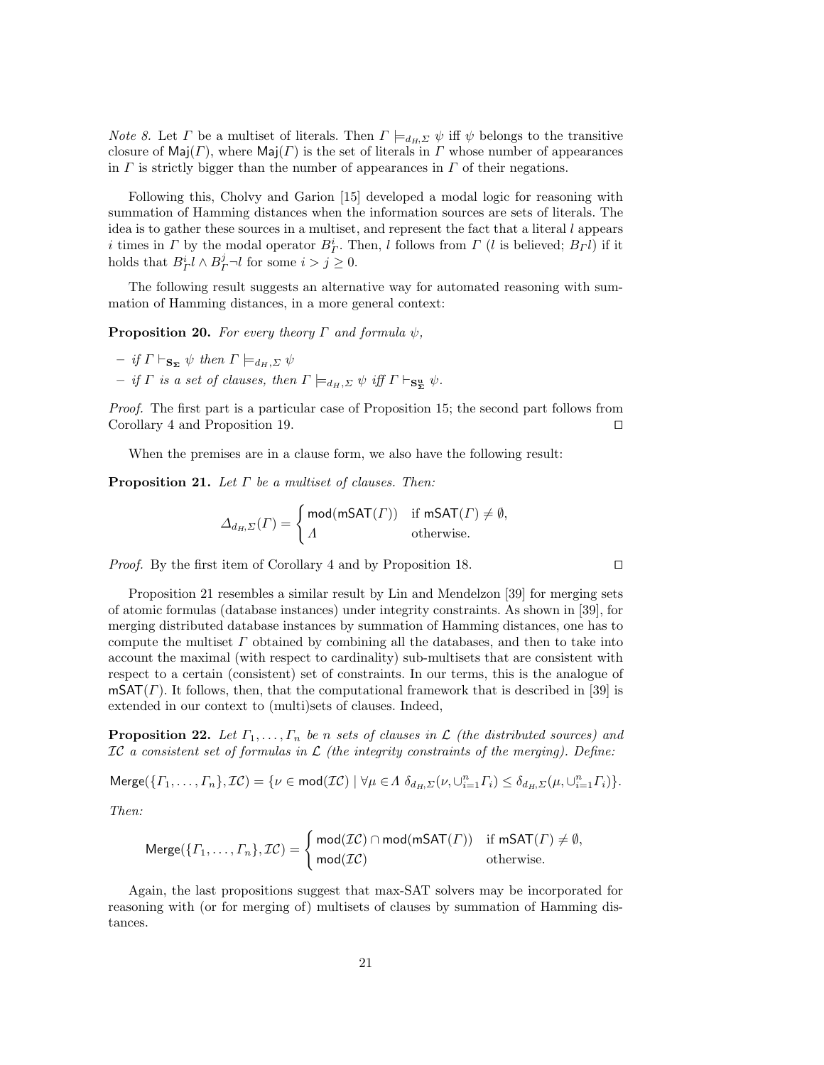*Note 8.* Let $\Gamma$ be a multiset of literals. Then $\Gamma \models_{d_H,\Sigma} \psi$ iff $\psi$ belongs to the transitive closure of $\mathsf{Maj}(\Gamma)$, where $\mathsf{Maj}(\Gamma)$ is the set of literals in $\Gamma$ whose number of appearances in $\Gamma$ is strictly bigger than the number of appearances in $\Gamma$ of their negations.

Following this, Cholvy and Garion [15] developed a modal logic for reasoning with summation of Hamming distances when the information sources are sets of literals. The idea is to gather these sources in a multiset, and represent the fact that a literal $l$ appears $i$ times in $\Gamma$ by the modal operator $B^i_\Gamma$. Then, $l$ follows from $\Gamma$ ($l$ is believed; $B_\Gamma l$) if it holds that $B^i_\Gamma l \wedge B^j_\Gamma \neg l$ for some $i > j \geq 0$.

The following result suggests an alternative way for automated reasoning with summation of Hamming distances, in a more general context:

**Proposition 20.** *For every theory $\Gamma$ and formula $\psi$,*

- *if $\Gamma \vdash_{\mathbf{S_\Sigma}} \psi$ then $\Gamma \models_{d_H,\Sigma} \psi$*
- *if $\Gamma$ is a set of clauses, then $\Gamma \models_{d_H,\Sigma} \psi$ iff $\Gamma \vdash_{\mathbf{S^u_\Sigma}} \psi$.*

*Proof.* The first part is a particular case of Proposition 15; the second part follows from Corollary 4 and Proposition 19. ◻

When the premises are in a clause form, we also have the following result:

**Proposition 21.** *Let $\Gamma$ be a multiset of clauses. Then:*

$$\Delta_{d_H,\Sigma}(\Gamma) = \begin{cases} \mathsf{mod}(\mathsf{mSAT}(\Gamma)) & \text{if } \mathsf{mSAT}(\Gamma) \neq \emptyset, \\ \Lambda & \text{otherwise.} \end{cases}$$

*Proof.* By the first item of Corollary 4 and by Proposition 18. ◻

Proposition 21 resembles a similar result by Lin and Mendelzon [39] for merging sets of atomic formulas (database instances) under integrity constraints. As shown in [39], for merging distributed database instances by summation of Hamming distances, one has to compute the multiset $\Gamma$ obtained by combining all the databases, and then to take into account the maximal (with respect to cardinality) sub-multisets that are consistent with respect to a certain (consistent) set of constraints. In our terms, this is the analogue of $\mathsf{mSAT}(\Gamma)$. It follows, then, that the computational framework that is described in [39] is extended in our context to (multi)sets of clauses. Indeed,

**Proposition 22.** *Let $\Gamma_1, \ldots, \Gamma_n$ be $n$ sets of clauses in $\mathcal{L}$ (the distributed sources) and $\mathcal{IC}$ a consistent set of formulas in $\mathcal{L}$ (the integrity constraints of the merging). Define:*

$$\mathsf{Merge}(\{\Gamma_1, \ldots, \Gamma_n\}, \mathcal{IC}) = \{\nu \in \mathsf{mod}(\mathcal{IC}) \mid \forall \mu \in \Lambda \ \delta_{d_H,\Sigma}(\nu, \cup_{i=1}^n \Gamma_i) \leq \delta_{d_H,\Sigma}(\mu, \cup_{i=1}^n \Gamma_i)\}.$$

*Then:*

$$\mathsf{Merge}(\{\Gamma_1, \ldots, \Gamma_n\}, \mathcal{IC}) = \begin{cases} \mathsf{mod}(\mathcal{IC}) \cap \mathsf{mod}(\mathsf{mSAT}(\Gamma)) & \text{if } \mathsf{mSAT}(\Gamma) \neq \emptyset, \\ \mathsf{mod}(\mathcal{IC}) & \text{otherwise.} \end{cases}$$

Again, the last propositions suggest that max-SAT solvers may be incorporated for reasoning with (or for merging of) multisets of clauses by summation of Hamming distances.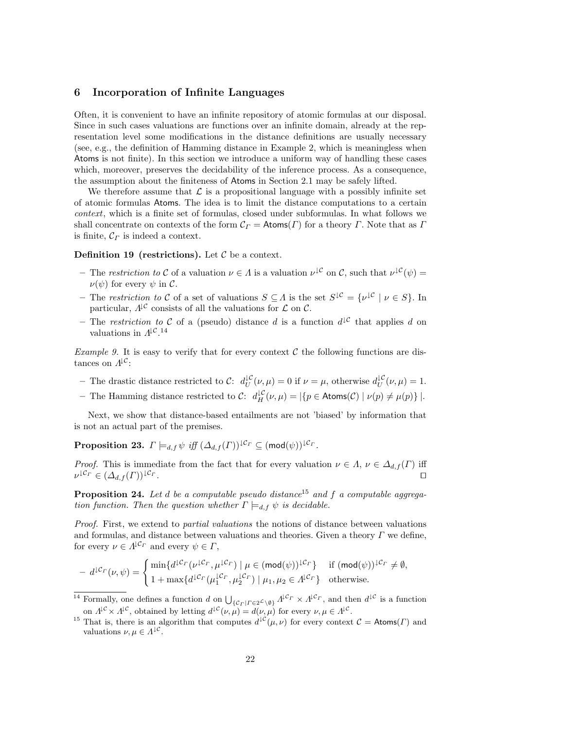## 6 Incorporation of Infinite Languages

Often, it is convenient to have an infinite repository of atomic formulas at our disposal. Since in such cases valuations are functions over an infinite domain, already at the representation level some modifications in the distance definitions are usually necessary (see, e.g., the definition of Hamming distance in Example 2, which is meaningless when $\mathsf{Atoms}$ is not finite). In this section we introduce a uniform way of handling these cases which, moreover, preserves the decidability of the inference process. As a consequence, the assumption about the finiteness of $\mathsf{Atoms}$ in Section 2.1 may be safely lifted.

We therefore assume that $\mathcal{L}$ is a propositional language with a possibly infinite set of atomic formulas $\mathsf{Atoms}$. The idea is to limit the distance computations to a certain *context*, which is a finite set of formulas, closed under subformulas. In what follows we shall concentrate on contexts of the form $\mathcal{C}_\Gamma = \mathsf{Atoms}(\Gamma)$ for a theory $\Gamma$. Note that as $\Gamma$ is finite, $\mathcal{C}_\Gamma$ is indeed a context.

**Definition 19 (restrictions).** Let $\mathcal{C}$ be a context.

- The *restriction to* $\mathcal{C}$ of a valuation $\nu \in \Lambda$ is a valuation $\nu^{\downarrow\mathcal{C}}$ on $\mathcal{C}$, such that $\nu^{\downarrow\mathcal{C}}(\psi) = \nu(\psi)$ for every $\psi$ in $\mathcal{C}$.
- The *restriction to* $\mathcal{C}$ of a set of valuations $S \subseteq \Lambda$ is the set $S^{\downarrow\mathcal{C}} = \{\nu^{\downarrow\mathcal{C}} \mid \nu \in S\}$. In particular, $\Lambda^{\downarrow\mathcal{C}}$ consists of all the valuations for $\mathcal{L}$ on $\mathcal{C}$.
- The *restriction to* $\mathcal{C}$ of a (pseudo) distance $d$ is a function $d^{\downarrow\mathcal{C}}$ that applies $d$ on valuations in $\Lambda^{\downarrow\mathcal{C}}$.[14]

*Example 9.* It is easy to verify that for every context $\mathcal{C}$ the following functions are distances on $\Lambda^{\downarrow\mathcal{C}}$:

- The drastic distance restricted to $\mathcal{C}$: $d_U^{\downarrow\mathcal{C}}(\nu,\mu) = 0$ if $\nu = \mu$, otherwise $d_U^{\downarrow\mathcal{C}}(\nu,\mu) = 1$.
- The Hamming distance restricted to $\mathcal{C}$: $d_H^{\downarrow\mathcal{C}}(\nu,\mu) = |\{p \in \mathsf{Atoms}(\mathcal{C}) \mid \nu(p) \neq \mu(p)\}|$.

Next, we show that distance-based entailments are not 'biased' by information that is not an actual part of the premises.

**Proposition 23.** *$\Gamma \models_{d,f} \psi$ iff $(\Delta_{d,f}(\Gamma))^{\downarrow\mathcal{C}_\Gamma} \subseteq (\mathsf{mod}(\psi))^{\downarrow\mathcal{C}_\Gamma}$.*

*Proof.* This is immediate from the fact that for every valuation $\nu \in \Lambda$, $\nu \in \Delta_{d,f}(\Gamma)$ iff $\nu^{\downarrow\mathcal{C}_\Gamma} \in (\Delta_{d,f}(\Gamma))^{\downarrow\mathcal{C}_\Gamma}$. ◻

**Proposition 24.** *Let $d$ be a computable pseudo distance[15] and $f$ a computable aggregation function. Then the question whether $\Gamma \models_{d,f} \psi$ is decidable.*

*Proof.* First, we extend to *partial valuations* the notions of distance between valuations and formulas, and distance between valuations and theories. Given a theory $\Gamma$ we define, for every $\nu \in \Lambda^{\downarrow\mathcal{C}_\Gamma}$ and every $\psi \in \Gamma$,

$$- \; d^{\downarrow\mathcal{C}_\Gamma}(\nu,\psi) = \begin{cases} \min\{d^{\downarrow\mathcal{C}_\Gamma}(\nu^{\downarrow\mathcal{C}_\Gamma},\mu^{\downarrow\mathcal{C}_\Gamma}) \mid \mu \in (\mathsf{mod}(\psi))^{\downarrow\mathcal{C}_\Gamma}\} & \text{if } (\mathsf{mod}(\psi))^{\downarrow\mathcal{C}_\Gamma} \neq \emptyset, \\ 1 + \max\{d^{\downarrow\mathcal{C}_\Gamma}(\mu_1^{\downarrow\mathcal{C}_\Gamma},\mu_2^{\downarrow\mathcal{C}_\Gamma}) \mid \mu_1,\mu_2 \in \Lambda^{\downarrow\mathcal{C}_\Gamma}\} & \text{otherwise.} \end{cases}$$

---

[14] Formally, one defines a function $d$ on $\bigcup_{\{\mathcal{C}_\Gamma \mid \Gamma \in 2^{\mathcal{L}} \setminus \emptyset\}} \Lambda^{\downarrow\mathcal{C}_\Gamma} \times \Lambda^{\downarrow\mathcal{C}_\Gamma}$, and then $d^{\downarrow\mathcal{C}}$ is a function on $\Lambda^{\downarrow\mathcal{C}} \times \Lambda^{\downarrow\mathcal{C}}$, obtained by letting $d^{\downarrow\mathcal{C}}(\nu,\mu) = d(\nu,\mu)$ for every $\nu,\mu \in \Lambda^{\downarrow\mathcal{C}}$.

[15] That is, there is an algorithm that computes $d^{\downarrow\mathcal{C}}(\mu,\nu)$ for every context $\mathcal{C} = \mathsf{Atoms}(\Gamma)$ and valuations $\nu,\mu \in \Lambda^{\downarrow\mathcal{C}}$.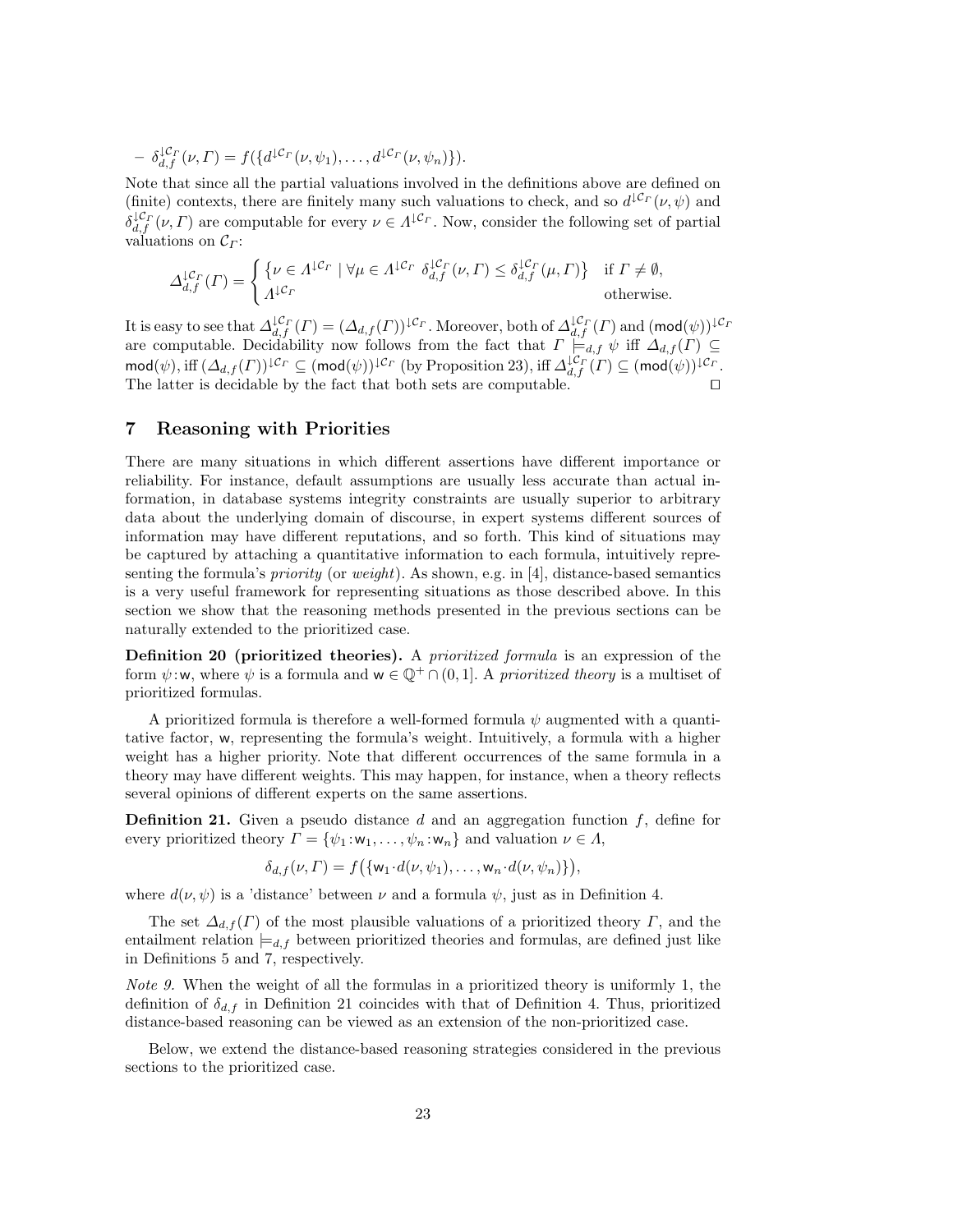– $\delta_{d,f}^{\downarrow \mathcal{C}_\Gamma}(\nu, \Gamma) = f(\{d^{\downarrow \mathcal{C}_\Gamma}(\nu, \psi_1), \ldots, d^{\downarrow \mathcal{C}_\Gamma}(\nu, \psi_n)\})$.

Note that since all the partial valuations involved in the definitions above are defined on (finite) contexts, there are finitely many such valuations to check, and so $d^{\downarrow \mathcal{C}_\Gamma}(\nu, \psi)$ and $\delta_{d,f}^{\downarrow \mathcal{C}_\Gamma}(\nu, \Gamma)$ are computable for every $\nu \in \Lambda^{\downarrow \mathcal{C}_\Gamma}$. Now, consider the following set of partial valuations on $\mathcal{C}_\Gamma$:

$$\Delta_{d,f}^{\downarrow \mathcal{C}_\Gamma}(\Gamma) = \begin{cases} \{\nu \in \Lambda^{\downarrow \mathcal{C}_\Gamma} \mid \forall \mu \in \Lambda^{\downarrow \mathcal{C}_\Gamma} \ \delta_{d,f}^{\downarrow \mathcal{C}_\Gamma}(\nu, \Gamma) \leq \delta_{d,f}^{\downarrow \mathcal{C}_\Gamma}(\mu, \Gamma)\} & \text{if } \Gamma \neq \emptyset, \\ \Lambda^{\downarrow \mathcal{C}_\Gamma} & \text{otherwise.} \end{cases}$$

It is easy to see that $\Delta_{d,f}^{\downarrow \mathcal{C}_\Gamma}(\Gamma) = (\Delta_{d,f}(\Gamma))^{\downarrow \mathcal{C}_\Gamma}$. Moreover, both of $\Delta_{d,f}^{\downarrow \mathcal{C}_\Gamma}(\Gamma)$ and $(\mathsf{mod}(\psi))^{\downarrow \mathcal{C}_\Gamma}$ are computable. Decidability now follows from the fact that $\Gamma \models_{d,f} \psi$ iff $\Delta_{d,f}(\Gamma) \subseteq \mathsf{mod}(\psi)$, iff $(\Delta_{d,f}(\Gamma))^{\downarrow \mathcal{C}_\Gamma} \subseteq (\mathsf{mod}(\psi))^{\downarrow \mathcal{C}_\Gamma}$ (by Proposition 23), iff $\Delta_{d,f}^{\downarrow \mathcal{C}_\Gamma}(\Gamma) \subseteq (\mathsf{mod}(\psi))^{\downarrow \mathcal{C}_\Gamma}$. The latter is decidable by the fact that both sets are computable. $\square$

## 7 Reasoning with Priorities

There are many situations in which different assertions have different importance or reliability. For instance, default assumptions are usually less accurate than actual information, in database systems integrity constraints are usually superior to arbitrary data about the underlying domain of discourse, in expert systems different sources of information may have different reputations, and so forth. This kind of situations may be captured by attaching a quantitative information to each formula, intuitively representing the formula's *priority* (or *weight*). As shown, e.g. in [4], distance-based semantics is a very useful framework for representing situations as those described above. In this section we show that the reasoning methods presented in the previous sections can be naturally extended to the prioritized case.

**Definition 20 (prioritized theories).** A *prioritized formula* is an expression of the form $\psi\!:\!\mathsf{w}$, where $\psi$ is a formula and $\mathsf{w} \in \mathbb{Q}^+ \cap (0, 1]$. A *prioritized theory* is a multiset of prioritized formulas.

A prioritized formula is therefore a well-formed formula $\psi$ augmented with a quantitative factor, $\mathsf{w}$, representing the formula's weight. Intuitively, a formula with a higher weight has a higher priority. Note that different occurrences of the same formula in a theory may have different weights. This may happen, for instance, when a theory reflects several opinions of different experts on the same assertions.

**Definition 21.** Given a pseudo distance $d$ and an aggregation function $f$, define for every prioritized theory $\Gamma = \{\psi_1\!:\!\mathsf{w}_1, \ldots, \psi_n\!:\!\mathsf{w}_n\}$ and valuation $\nu \in \Lambda$,

$$\delta_{d,f}(\nu, \Gamma) = f\big(\{\mathsf{w}_1 \cdot d(\nu, \psi_1), \ldots, \mathsf{w}_n \cdot d(\nu, \psi_n)\}\big),$$

where $d(\nu, \psi)$ is a 'distance' between $\nu$ and a formula $\psi$, just as in Definition 4.

The set $\Delta_{d,f}(\Gamma)$ of the most plausible valuations of a prioritized theory $\Gamma$, and the entailment relation $\models_{d,f}$ between prioritized theories and formulas, are defined just like in Definitions 5 and 7, respectively.

*Note 9.* When the weight of all the formulas in a prioritized theory is uniformly 1, the definition of $\delta_{d,f}$ in Definition 21 coincides with that of Definition 4. Thus, prioritized distance-based reasoning can be viewed as an extension of the non-prioritized case.

Below, we extend the distance-based reasoning strategies considered in the previous sections to the prioritized case.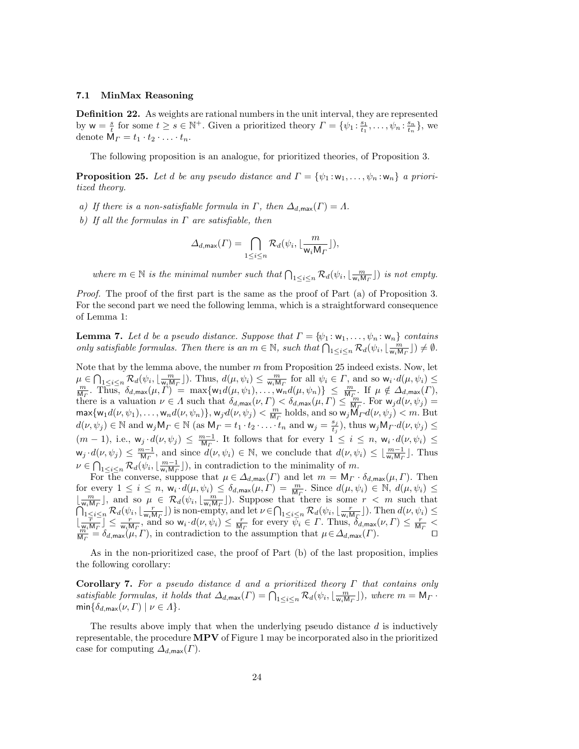### 7.1 MinMax Reasoning

**Definition 22.** As weights are rational numbers in the unit interval, they are represented by $\mathsf{w} = \frac{s}{t}$ for some $t \geq s \in \mathbb{N}^+$. Given a prioritized theory $\Gamma = \{\psi_1 : \frac{s_1}{t_1}, \ldots, \psi_n : \frac{s_n}{t_n}\}$, we denote $\mathsf{M}_\Gamma = t_1 \cdot t_2 \cdot \ldots \cdot t_n$.

The following proposition is an analogue, for prioritized theories, of Proposition 3.

**Proposition 25.** *Let $d$ be any pseudo distance and $\Gamma = \{\psi_1 : \mathsf{w}_1, \ldots, \psi_n : \mathsf{w}_n\}$ a prioritized theory.*

*a) If there is a non-satisfiable formula in $\Gamma$, then $\Delta_{d,\max}(\Gamma) = \Lambda$.*

*b) If all the formulas in $\Gamma$ are satisfiable, then*

$$\Delta_{d,\max}(\Gamma) = \bigcap_{1 \leq i \leq n} \mathcal{R}_d(\psi_i, \lfloor \frac{m}{\mathsf{w}_i \mathsf{M}_\Gamma} \rfloor),$$

*where $m \in \mathbb{N}$ is the minimal number such that $\bigcap_{1 \leq i \leq n} \mathcal{R}_d(\psi_i, \lfloor \frac{m}{\mathsf{w}_i \mathsf{M}_\Gamma} \rfloor)$ is not empty.*

*Proof.* The proof of the first part is the same as the proof of Part (a) of Proposition 3. For the second part we need the following lemma, which is a straightforward consequence of Lemma 1:

**Lemma 7.** *Let $d$ be a pseudo distance. Suppose that $\Gamma = \{\psi_1 : \mathsf{w}_1, \ldots, \psi_n : \mathsf{w}_n\}$ contains only satisfiable formulas. Then there is an $m \in \mathbb{N}$, such that $\bigcap_{1 \leq i \leq n} \mathcal{R}_d(\psi_i, \lfloor \frac{m}{\mathsf{w}_i \mathsf{M}_\Gamma} \rfloor) \neq \emptyset$.*

Note that by the lemma above, the number $m$ from Proposition 25 indeed exists. Now, let $\mu \in \bigcap_{1 \leq i \leq n} \mathcal{R}_d(\psi_i, \lfloor \frac{m}{\mathsf{w}_i \mathsf{M}_\Gamma} \rfloor)$. Thus, $d(\mu, \psi_i) \leq \frac{m}{\mathsf{w}_i \mathsf{M}_\Gamma}$ for all $\psi_i \in \Gamma$, and so $\mathsf{w}_i \cdot d(\mu, \psi_i) \leq \frac{m}{\mathsf{M}_\Gamma}$. Thus, $\delta_{d,\max}(\mu, \Gamma) = \max\{\mathsf{w}_1 d(\mu, \psi_1), \ldots, \mathsf{w}_n d(\mu, \psi_n)\} \leq \frac{m}{\mathsf{M}_\Gamma}$. If $\mu \notin \Delta_{d,\max}(\Gamma)$, there is a valuation $\nu \in \Lambda$ such that $\delta_{d,\max}(\nu, \Gamma) < \delta_{d,\max}(\mu, \Gamma) \leq \frac{m}{\mathsf{M}_\Gamma}$. For $\mathsf{w}_j d(\nu, \psi_j) = \max\{\mathsf{w}_1 d(\nu, \psi_1), \ldots, \mathsf{w}_n d(\nu, \psi_n)\}$, $\mathsf{w}_j \cdot d(\nu, \psi_j) < \frac{m}{\mathsf{M}_\Gamma}$ holds, and so $\mathsf{w}_j \mathsf{M}_\Gamma \cdot d(\nu, \psi_j) < m$. But $d(\nu, \psi_j) \in \mathbb{N}$ and $\mathsf{w}_j \mathsf{M}_\Gamma \in \mathbb{N}$ (as $\mathsf{M}_\Gamma = t_1 \cdot t_2 \cdot \ldots \cdot t_n$ and $\mathsf{w}_j = \frac{s_j}{t_j}$), thus $\mathsf{w}_j \mathsf{M}_\Gamma \cdot d(\nu, \psi_j) \leq (m-1)$, i.e., $\mathsf{w}_j \cdot d(\nu, \psi_j) \leq \frac{m-1}{\mathsf{M}_\Gamma}$. It follows that for every $1 \leq i \leq n$, $\mathsf{w}_i \cdot d(\nu, \psi_i) \leq \mathsf{w}_j \cdot d(\nu, \psi_j) \leq \frac{m-1}{\mathsf{M}_\Gamma}$, and since $d(\nu, \psi_i) \in \mathbb{N}$, we conclude that $d(\nu, \psi_i) \leq \lfloor \frac{m-1}{\mathsf{w}_i \mathsf{M}_\Gamma} \rfloor$. Thus $\nu \in \bigcap_{1 \leq i \leq n} \mathcal{R}_d(\psi_i, \lfloor \frac{m-1}{\mathsf{w}_i \mathsf{M}_\Gamma} \rfloor)$, in contradiction to the minimality of $m$.

For the converse, suppose that $\mu \in \Delta_{d,\max}(\Gamma)$ and let $m = \mathsf{M}_\Gamma \cdot \delta_{d,\max}(\mu, \Gamma)$. Then for every $1 \leq i \leq n$, $\mathsf{w}_i \cdot d(\mu, \psi_i) \leq \delta_{d,\max}(\mu, \Gamma) = \frac{m}{\mathsf{M}_\Gamma}$. Since $d(\mu, \psi_i) \in \mathbb{N}$, $d(\mu, \psi_i) \leq \lfloor \frac{m}{\mathsf{w}_i \mathsf{M}_\Gamma} \rfloor$, and so $\mu \in \mathcal{R}_d(\psi_i, \lfloor \frac{m}{\mathsf{w}_i \mathsf{M}_\Gamma} \rfloor)$. Suppose that there is some $r < m$ such that $\bigcap_{1 \leq i \leq n} \mathcal{R}_d(\psi_i, \lfloor \frac{r}{\mathsf{w}_i \mathsf{M}_\Gamma} \rfloor)$ is non-empty, and let $\nu \in \bigcap_{1 \leq i \leq n} \mathcal{R}_d(\psi_i, \lfloor \frac{r}{\mathsf{w}_i \mathsf{M}_\Gamma} \rfloor)$. Then $d(\nu, \psi_i) \leq \lfloor \frac{r}{\mathsf{w}_i \mathsf{M}_\Gamma} \rfloor \leq \frac{r}{\mathsf{w}_i \mathsf{M}_\Gamma}$, and so $\mathsf{w}_i \cdot d(\nu, \psi_i) \leq \frac{r}{\mathsf{M}_\Gamma}$ for every $\psi_i \in \Gamma$. Thus, $\delta_{d,\max}(\nu, \Gamma) \leq \frac{r}{\mathsf{M}_\Gamma} < \frac{m}{\mathsf{M}_\Gamma} = \delta_{d,\max}(\mu, \Gamma)$, in contradiction to the assumption that $\mu \in \Delta_{d,\max}(\Gamma)$. $\square$

As in the non-prioritized case, the proof of Part (b) of the last proposition, implies the following corollary:

**Corollary 7.** *For a pseudo distance $d$ and a prioritized theory $\Gamma$ that contains only satisfiable formulas, it holds that $\Delta_{d,\max}(\Gamma) = \bigcap_{1 \leq i \leq n} \mathcal{R}_d(\psi_i, \lfloor \frac{m}{\mathsf{w}_i \mathsf{M}_\Gamma} \rfloor)$, where $m = \mathsf{M}_\Gamma \cdot \min\{\delta_{d,\max}(\nu, \Gamma) \mid \nu \in \Lambda\}$.*

The results above imply that when the underlying pseudo distance $d$ is inductively representable, the procedure **MPV** of Figure 1 may be incorporated also in the prioritized case for computing $\Delta_{d,\max}(\Gamma)$.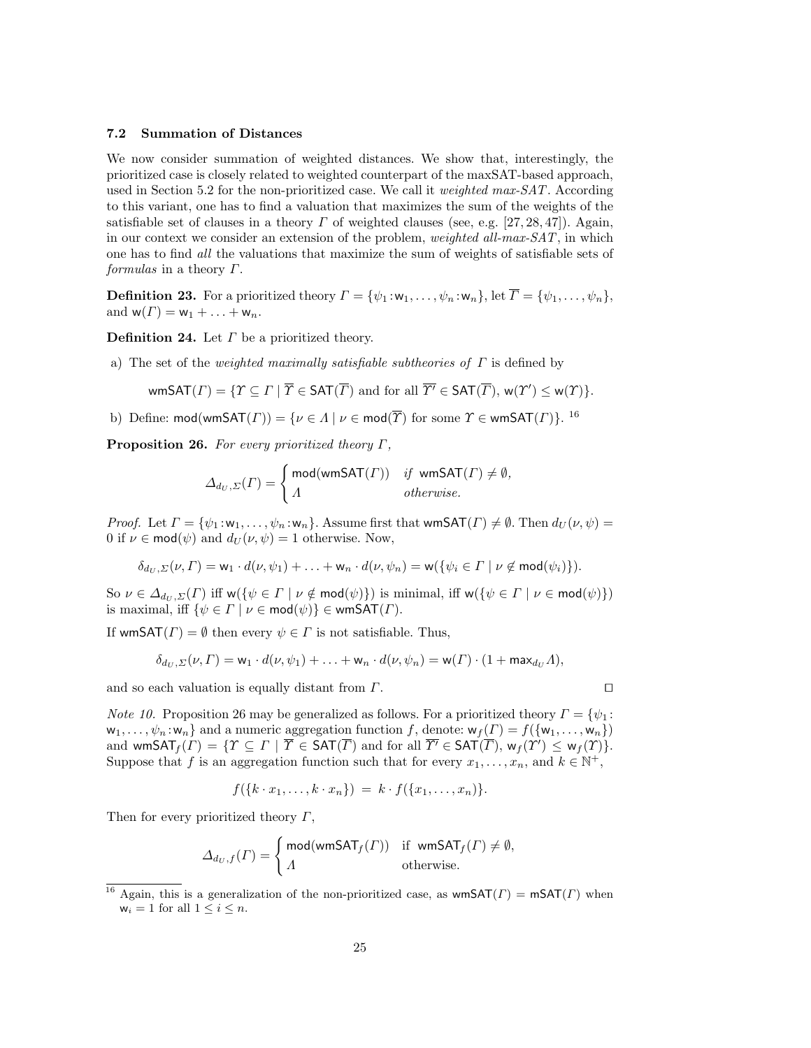### 7.2 Summation of Distances

We now consider summation of weighted distances. We show that, interestingly, the prioritized case is closely related to weighted counterpart of the maxSAT-based approach, used in Section 5.2 for the non-prioritized case. We call it *weighted max-SAT*. According to this variant, one has to find a valuation that maximizes the sum of the weights of the satisfiable set of clauses in a theory $\Gamma$ of weighted clauses (see, e.g. [27, 28, 47]). Again, in our context we consider an extension of the problem, *weighted all-max-SAT*, in which one has to find *all* the valuations that maximize the sum of weights of satisfiable sets of *formulas* in a theory $\Gamma$.

**Definition 23.** For a prioritized theory $\Gamma = \{\psi_1 : \mathsf{w}_1, \ldots, \psi_n : \mathsf{w}_n\}$, let $\overline{\Gamma} = \{\psi_1, \ldots, \psi_n\}$, and $\mathsf{w}(\Gamma) = \mathsf{w}_1 + \ldots + \mathsf{w}_n$.

**Definition 24.** Let $\Gamma$ be a prioritized theory.

a) The set of the *weighted maximally satisfiable subtheories of* $\Gamma$ is defined by

$$\mathsf{wmSAT}(\Gamma) = \{\Upsilon \subseteq \Gamma \mid \overline{\Upsilon} \in \mathsf{SAT}(\overline{\Gamma}) \text{ and for all } \overline{\Upsilon'} \in \mathsf{SAT}(\overline{\Gamma}),\ \mathsf{w}(\Upsilon') \leq \mathsf{w}(\Upsilon)\}.$$

b) Define: $\mathsf{mod}(\mathsf{wmSAT}(\Gamma)) = \{\nu \in \Lambda \mid \nu \in \mathsf{mod}(\overline{\Upsilon}) \text{ for some } \Upsilon \in \mathsf{wmSAT}(\Gamma)\}$. [16]

**Proposition 26.** *For every prioritized theory* $\Gamma$,

$$\Delta_{d_U,\Sigma}(\Gamma) = \begin{cases} \mathsf{mod}(\mathsf{wmSAT}(\Gamma)) & \text{if } \mathsf{wmSAT}(\Gamma) \neq \emptyset, \\ \Lambda & \text{otherwise.} \end{cases}$$

*Proof.* Let $\Gamma = \{\psi_1 : \mathsf{w}_1, \ldots, \psi_n : \mathsf{w}_n\}$. Assume first that $\mathsf{wmSAT}(\Gamma) \neq \emptyset$. Then $d_U(\nu, \psi) = 0$ if $\nu \in \mathsf{mod}(\psi)$ and $d_U(\nu, \psi) = 1$ otherwise. Now,

$$\delta_{d_U,\Sigma}(\nu, \Gamma) = \mathsf{w}_1 \cdot d(\nu, \psi_1) + \ldots + \mathsf{w}_n \cdot d(\nu, \psi_n) = \mathsf{w}(\{\psi_i \in \Gamma \mid \nu \notin \mathsf{mod}(\psi_i)\}).$$

So $\nu \in \Delta_{d_U,\Sigma}(\Gamma)$ iff $\mathsf{w}(\{\psi \in \Gamma \mid \nu \notin \mathsf{mod}(\psi)\})$ is minimal, iff $\mathsf{w}(\{\psi \in \Gamma \mid \nu \in \mathsf{mod}(\psi)\})$ is maximal, iff $\{\psi \in \Gamma \mid \nu \in \mathsf{mod}(\psi)\} \in \mathsf{wmSAT}(\Gamma)$.

If $\mathsf{wmSAT}(\Gamma) = \emptyset$ then every $\psi \in \Gamma$ is not satisfiable. Thus,

$$\delta_{d_U,\Sigma}(\nu, \Gamma) = \mathsf{w}_1 \cdot d(\nu, \psi_1) + \ldots + \mathsf{w}_n \cdot d(\nu, \psi_n) = \mathsf{w}(\Gamma) \cdot (1 + \mathsf{max}_{d_U} \Lambda),$$

and so each valuation is equally distant from $\Gamma$. $\square$

*Note 10.* Proposition 26 may be generalized as follows. For a prioritized theory $\Gamma = \{\psi_1 : \mathsf{w}_1, \ldots, \psi_n : \mathsf{w}_n\}$ and a numeric aggregation function $f$, denote: $\mathsf{w}_f(\Gamma) = f(\{\mathsf{w}_1, \ldots, \mathsf{w}_n\})$ and $\mathsf{wmSAT}_f(\Gamma) = \{\Upsilon \subseteq \Gamma \mid \overline{\Upsilon} \in \mathsf{SAT}(\overline{\Gamma}) \text{ and for all } \overline{\Upsilon'} \in \mathsf{SAT}(\overline{\Gamma}),\ \mathsf{w}_f(\Upsilon') \leq \mathsf{w}_f(\Upsilon)\}$. Suppose that $f$ is an aggregation function such that for every $x_1, \ldots, x_n$, and $k \in \mathbb{N}^+$,

$$f(\{k \cdot x_1, \ldots, k \cdot x_n\}) \;=\; k \cdot f(\{x_1, \ldots, x_n\}).$$

Then for every prioritized theory $\Gamma$,

$$\Delta_{d_U,f}(\Gamma) = \begin{cases} \mathsf{mod}(\mathsf{wmSAT}_f(\Gamma)) & \text{if } \mathsf{wmSAT}_f(\Gamma) \neq \emptyset, \\ \Lambda & \text{otherwise.} \end{cases}$$

[16] Again, this is a generalization of the non-prioritized case, as $\mathsf{wmSAT}(\Gamma) = \mathsf{mSAT}(\Gamma)$ when $\mathsf{w}_i = 1$ for all $1 \leq i \leq n$.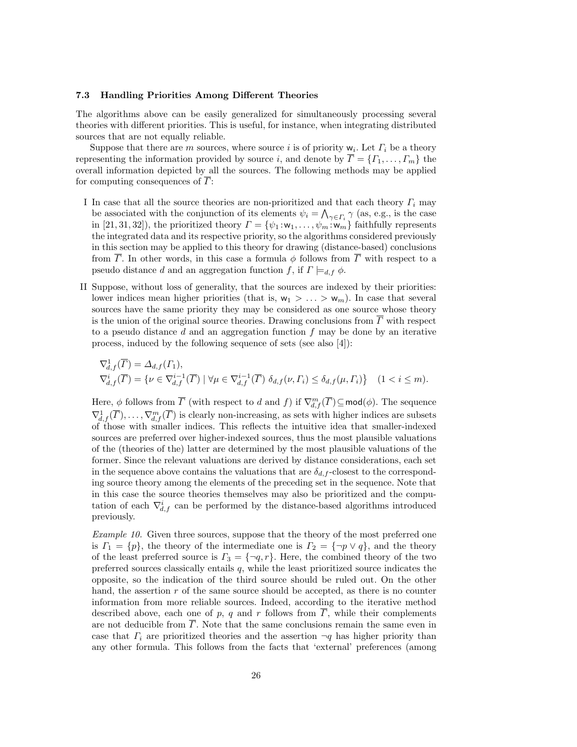### 7.3 Handling Priorities Among Different Theories

The algorithms above can be easily generalized for simultaneously processing several theories with different priorities. This is useful, for instance, when integrating distributed sources that are not equally reliable.

Suppose that there are $m$ sources, where source $i$ is of priority $\mathsf{w}_i$. Let $\Gamma_i$ be a theory representing the information provided by source $i$, and denote by $\overline{\Gamma} = \{\Gamma_1, \ldots, \Gamma_m\}$ the overall information depicted by all the sources. The following methods may be applied for computing consequences of $\overline{\Gamma}$:

I In case that all the source theories are non-prioritized and that each theory $\Gamma_i$ may be associated with the conjunction of its elements $\psi_i = \bigwedge_{\gamma \in \Gamma_i} \gamma$ (as, e.g., is the case in [21, 31, 32]), the prioritized theory $\Gamma = \{\psi_1 : \mathsf{w}_1, \ldots, \psi_m : \mathsf{w}_m\}$ faithfully represents the integrated data and its respective priority, so the algorithms considered previously in this section may be applied to this theory for drawing (distance-based) conclusions from $\overline{\Gamma}$. In other words, in this case a formula $\phi$ follows from $\overline{\Gamma}$ with respect to a pseudo distance $d$ and an aggregation function $f$, if $\Gamma \models_{d,f} \phi$.

II Suppose, without loss of generality, that the sources are indexed by their priorities: lower indices mean higher priorities (that is, $\mathsf{w}_1 > \ldots > \mathsf{w}_m$). In case that several sources have the same priority they may be considered as one source whose theory is the union of the original source theories. Drawing conclusions from $\overline{\Gamma}$ with respect to a pseudo distance $d$ and an aggregation function $f$ may be done by an iterative process, induced by the following sequence of sets (see also [4]):

$$\nabla^1_{d,f}(\overline{\Gamma}) = \Delta_{d,f}(\Gamma_1),$$
$$\nabla^i_{d,f}(\overline{\Gamma}) = \{\nu \in \nabla^{i-1}_{d,f}(\overline{\Gamma}) \mid \forall \mu \in \nabla^{i-1}_{d,f}(\overline{\Gamma}) \; \delta_{d,f}(\nu, \Gamma_i) \leq \delta_{d,f}(\mu, \Gamma_i)\} \quad (1 < i \leq m).$$

Here, $\phi$ follows from $\overline{\Gamma}$ (with respect to $d$ and $f$) if $\nabla^m_{d,f}(\overline{\Gamma}) \subseteq \mathsf{mod}(\phi)$. The sequence $\nabla^1_{d,f}(\overline{\Gamma}), \ldots, \nabla^m_{d,f}(\overline{\Gamma})$ is clearly non-increasing, as sets with higher indices are subsets of those with smaller indices. This reflects the intuitive idea that smaller-indexed sources are preferred over higher-indexed sources, thus the most plausible valuations of the (theories of the) latter are determined by the most plausible valuations of the former. Since the relevant valuations are derived by distance considerations, each set in the sequence above contains the valuations that are $\delta_{d,f}$-closest to the corresponding source theory among the elements of the preceding set in the sequence. Note that in this case the source theories themselves may also be prioritized and the computation of each $\nabla^i_{d,f}$ can be performed by the distance-based algorithms introduced previously.

*Example 10.* Given three sources, suppose that the theory of the most preferred one is $\Gamma_1 = \{p\}$, the theory of the intermediate one is $\Gamma_2 = \{\neg p \vee q\}$, and the theory of the least preferred source is $\Gamma_3 = \{\neg q, r\}$. Here, the combined theory of the two preferred sources classically entails $q$, while the least prioritized source indicates the opposite, so the indication of the third source should be ruled out. On the other hand, the assertion $r$ of the same source should be accepted, as there is no counter information from more reliable sources. Indeed, according to the iterative method described above, each one of $p$, $q$ and $r$ follows from $\overline{\Gamma}$, while their complements are not deducible from $\overline{\Gamma}$. Note that the same conclusions remain the same even in case that $\Gamma_i$ are prioritized theories and the assertion $\neg q$ has higher priority than any other formula. This follows from the facts that 'external' preferences (among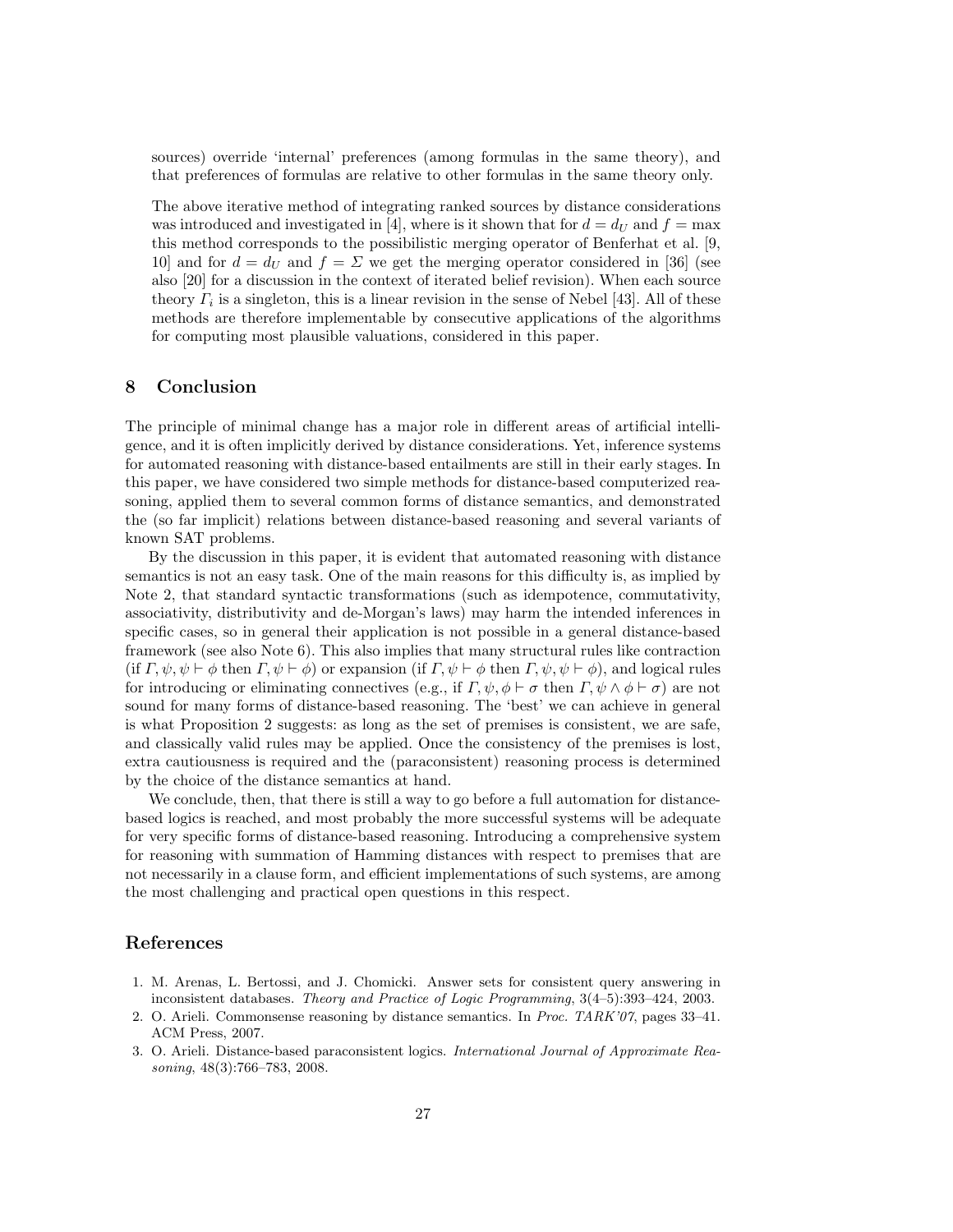sources) override 'internal' preferences (among formulas in the same theory), and that preferences of formulas are relative to other formulas in the same theory only.

The above iterative method of integrating ranked sources by distance considerations was introduced and investigated in [4], where is it shown that for $d = d_U$ and $f = \max$ this method corresponds to the possibilistic merging operator of Benferhat et al. [9, 10] and for $d = d_U$ and $f = \Sigma$ we get the merging operator considered in [36] (see also [20] for a discussion in the context of iterated belief revision). When each source theory $\Gamma_i$ is a singleton, this is a linear revision in the sense of Nebel [43]. All of these methods are therefore implementable by consecutive applications of the algorithms for computing most plausible valuations, considered in this paper.

## 8 Conclusion

The principle of minimal change has a major role in different areas of artificial intelligence, and it is often implicitly derived by distance considerations. Yet, inference systems for automated reasoning with distance-based entailments are still in their early stages. In this paper, we have considered two simple methods for distance-based computerized reasoning, applied them to several common forms of distance semantics, and demonstrated the (so far implicit) relations between distance-based reasoning and several variants of known SAT problems.

By the discussion in this paper, it is evident that automated reasoning with distance semantics is not an easy task. One of the main reasons for this difficulty is, as implied by Note 2, that standard syntactic transformations (such as idempotence, commutativity, associativity, distributivity and de-Morgan's laws) may harm the intended inferences in specific cases, so in general their application is not possible in a general distance-based framework (see also Note 6). This also implies that many structural rules like contraction (if $\Gamma, \psi, \psi \vdash \phi$ then $\Gamma, \psi \vdash \phi$) or expansion (if $\Gamma, \psi \vdash \phi$ then $\Gamma, \psi, \psi \vdash \phi$), and logical rules for introducing or eliminating connectives (e.g., if $\Gamma, \psi, \phi \vdash \sigma$ then $\Gamma, \psi \wedge \phi \vdash \sigma$) are not sound for many forms of distance-based reasoning. The 'best' we can achieve in general is what Proposition 2 suggests: as long as the set of premises is consistent, we are safe, and classically valid rules may be applied. Once the consistency of the premises is lost, extra cautiousness is required and the (paraconsistent) reasoning process is determined by the choice of the distance semantics at hand.

We conclude, then, that there is still a way to go before a full automation for distance-based logics is reached, and most probably the more successful systems will be adequate for very specific forms of distance-based reasoning. Introducing a comprehensive system for reasoning with summation of Hamming distances with respect to premises that are not necessarily in a clause form, and efficient implementations of such systems, are among the most challenging and practical open questions in this respect.

## References

1. M. Arenas, L. Bertossi, and J. Chomicki. Answer sets for consistent query answering in inconsistent databases. *Theory and Practice of Logic Programming*, 3(4–5):393–424, 2003.
2. O. Arieli. Commonsense reasoning by distance semantics. In *Proc. TARK'07*, pages 33–41. ACM Press, 2007.
3. O. Arieli. Distance-based paraconsistent logics. *International Journal of Approximate Reasoning*, 48(3):766–783, 2008.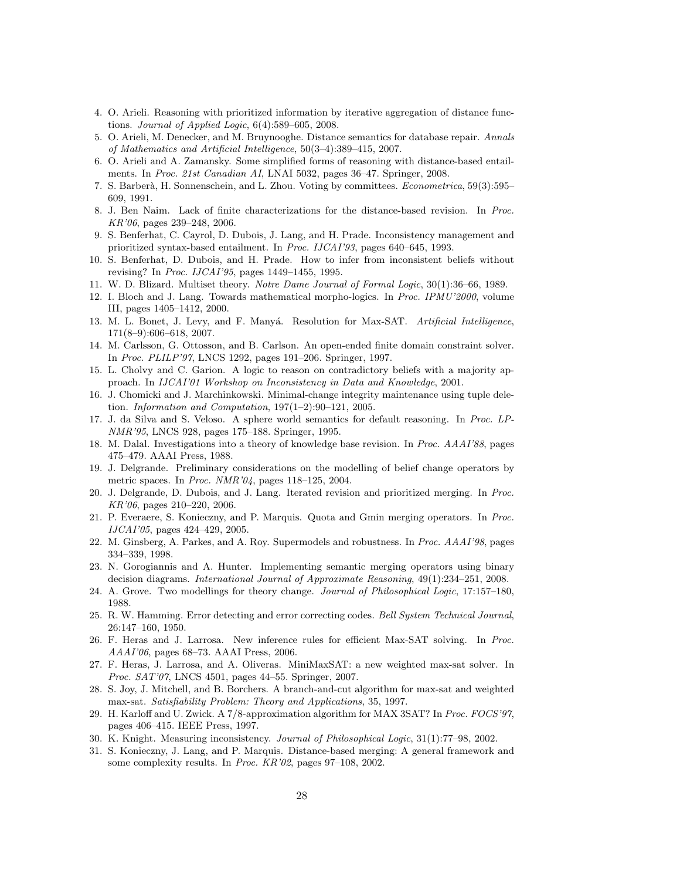4. O. Arieli. Reasoning with prioritized information by iterative aggregation of distance functions. *Journal of Applied Logic*, 6(4):589–605, 2008.
5. O. Arieli, M. Denecker, and M. Bruynooghe. Distance semantics for database repair. *Annals of Mathematics and Artificial Intelligence*, 50(3–4):389–415, 2007.
6. O. Arieli and A. Zamansky. Some simplified forms of reasoning with distance-based entailments. In *Proc. 21st Canadian AI*, LNAI 5032, pages 36–47. Springer, 2008.
7. S. Barberà, H. Sonnenschein, and L. Zhou. Voting by committees. *Econometrica*, 59(3):595–609, 1991.
8. J. Ben Naim. Lack of finite characterizations for the distance-based revision. In *Proc. KR'06*, pages 239–248, 2006.
9. S. Benferhat, C. Cayrol, D. Dubois, J. Lang, and H. Prade. Inconsistency management and prioritized syntax-based entailment. In *Proc. IJCAI'93*, pages 640–645, 1993.
10. S. Benferhat, D. Dubois, and H. Prade. How to infer from inconsistent beliefs without revising? In *Proc. IJCAI'95*, pages 1449–1455, 1995.
11. W. D. Blizard. Multiset theory. *Notre Dame Journal of Formal Logic*, 30(1):36–66, 1989.
12. I. Bloch and J. Lang. Towards mathematical morpho-logics. In *Proc. IPMU'2000*, volume III, pages 1405–1412, 2000.
13. M. L. Bonet, J. Levy, and F. Manyá. Resolution for Max-SAT. *Artificial Intelligence*, 171(8–9):606–618, 2007.
14. M. Carlsson, G. Ottosson, and B. Carlson. An open-ended finite domain constraint solver. In *Proc. PLILP'97*, LNCS 1292, pages 191–206. Springer, 1997.
15. L. Cholvy and C. Garion. A logic to reason on contradictory beliefs with a majority approach. In *IJCAI'01 Workshop on Inconsistency in Data and Knowledge*, 2001.
16. J. Chomicki and J. Marchinkowski. Minimal-change integrity maintenance using tuple deletion. *Information and Computation*, 197(1–2):90–121, 2005.
17. J. da Silva and S. Veloso. A sphere world semantics for default reasoning. In *Proc. LP-NMR'95*, LNCS 928, pages 175–188. Springer, 1995.
18. M. Dalal. Investigations into a theory of knowledge base revision. In *Proc. AAAI'88*, pages 475–479. AAAI Press, 1988.
19. J. Delgrande. Preliminary considerations on the modelling of belief change operators by metric spaces. In *Proc. NMR'04*, pages 118–125, 2004.
20. J. Delgrande, D. Dubois, and J. Lang. Iterated revision and prioritized merging. In *Proc. KR'06*, pages 210–220, 2006.
21. P. Everaere, S. Konieczny, and P. Marquis. Quota and Gmin merging operators. In *Proc. IJCAI'05*, pages 424–429, 2005.
22. M. Ginsberg, A. Parkes, and A. Roy. Supermodels and robustness. In *Proc. AAAI'98*, pages 334–339, 1998.
23. N. Gorogiannis and A. Hunter. Implementing semantic merging operators using binary decision diagrams. *International Journal of Approximate Reasoning*, 49(1):234–251, 2008.
24. A. Grove. Two modellings for theory change. *Journal of Philosophical Logic*, 17:157–180, 1988.
25. R. W. Hamming. Error detecting and error correcting codes. *Bell System Technical Journal*, 26:147–160, 1950.
26. F. Heras and J. Larrosa. New inference rules for efficient Max-SAT solving. In *Proc. AAAI'06*, pages 68–73. AAAI Press, 2006.
27. F. Heras, J. Larrosa, and A. Oliveras. MiniMaxSAT: a new weighted max-sat solver. In *Proc. SAT'07*, LNCS 4501, pages 44–55. Springer, 2007.
28. S. Joy, J. Mitchell, and B. Borchers. A branch-and-cut algorithm for max-sat and weighted max-sat. *Satisfiability Problem: Theory and Applications*, 35, 1997.
29. H. Karloff and U. Zwick. A 7/8-approximation algorithm for MAX 3SAT? In *Proc. FOCS'97*, pages 406–415. IEEE Press, 1997.
30. K. Knight. Measuring inconsistency. *Journal of Philosophical Logic*, 31(1):77–98, 2002.
31. S. Konieczny, J. Lang, and P. Marquis. Distance-based merging: A general framework and some complexity results. In *Proc. KR'02*, pages 97–108, 2002.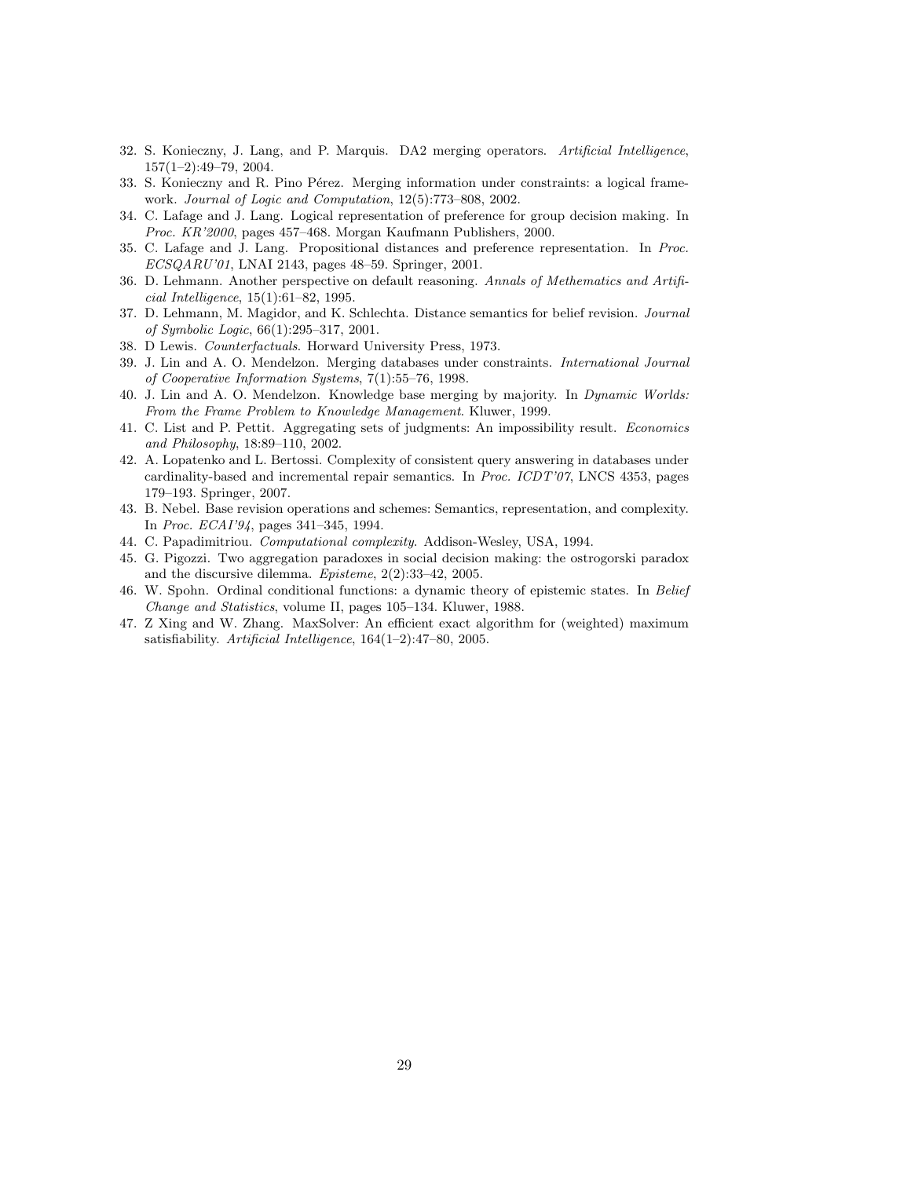32. S. Konieczny, J. Lang, and P. Marquis. DA2 merging operators. *Artificial Intelligence*, 157(1–2):49–79, 2004.
33. S. Konieczny and R. Pino Pérez. Merging information under constraints: a logical framework. *Journal of Logic and Computation*, 12(5):773–808, 2002.
34. C. Lafage and J. Lang. Logical representation of preference for group decision making. In *Proc. KR'2000*, pages 457–468. Morgan Kaufmann Publishers, 2000.
35. C. Lafage and J. Lang. Propositional distances and preference representation. In *Proc. ECSQARU'01*, LNAI 2143, pages 48–59. Springer, 2001.
36. D. Lehmann. Another perspective on default reasoning. *Annals of Methematics and Artificial Intelligence*, 15(1):61–82, 1995.
37. D. Lehmann, M. Magidor, and K. Schlechta. Distance semantics for belief revision. *Journal of Symbolic Logic*, 66(1):295–317, 2001.
38. D Lewis. *Counterfactuals*. Horward University Press, 1973.
39. J. Lin and A. O. Mendelzon. Merging databases under constraints. *International Journal of Cooperative Information Systems*, 7(1):55–76, 1998.
40. J. Lin and A. O. Mendelzon. Knowledge base merging by majority. In *Dynamic Worlds: From the Frame Problem to Knowledge Management*. Kluwer, 1999.
41. C. List and P. Pettit. Aggregating sets of judgments: An impossibility result. *Economics and Philosophy*, 18:89–110, 2002.
42. A. Lopatenko and L. Bertossi. Complexity of consistent query answering in databases under cardinality-based and incremental repair semantics. In *Proc. ICDT'07*, LNCS 4353, pages 179–193. Springer, 2007.
43. B. Nebel. Base revision operations and schemes: Semantics, representation, and complexity. In *Proc. ECAI'94*, pages 341–345, 1994.
44. C. Papadimitriou. *Computational complexity*. Addison-Wesley, USA, 1994.
45. G. Pigozzi. Two aggregation paradoxes in social decision making: the ostrogorski paradox and the discursive dilemma. *Episteme*, 2(2):33–42, 2005.
46. W. Spohn. Ordinal conditional functions: a dynamic theory of epistemic states. In *Belief Change and Statistics*, volume II, pages 105–134. Kluwer, 1988.
47. Z Xing and W. Zhang. MaxSolver: An efficient exact algorithm for (weighted) maximum satisfiability. *Artificial Intelligence*, 164(1–2):47–80, 2005.